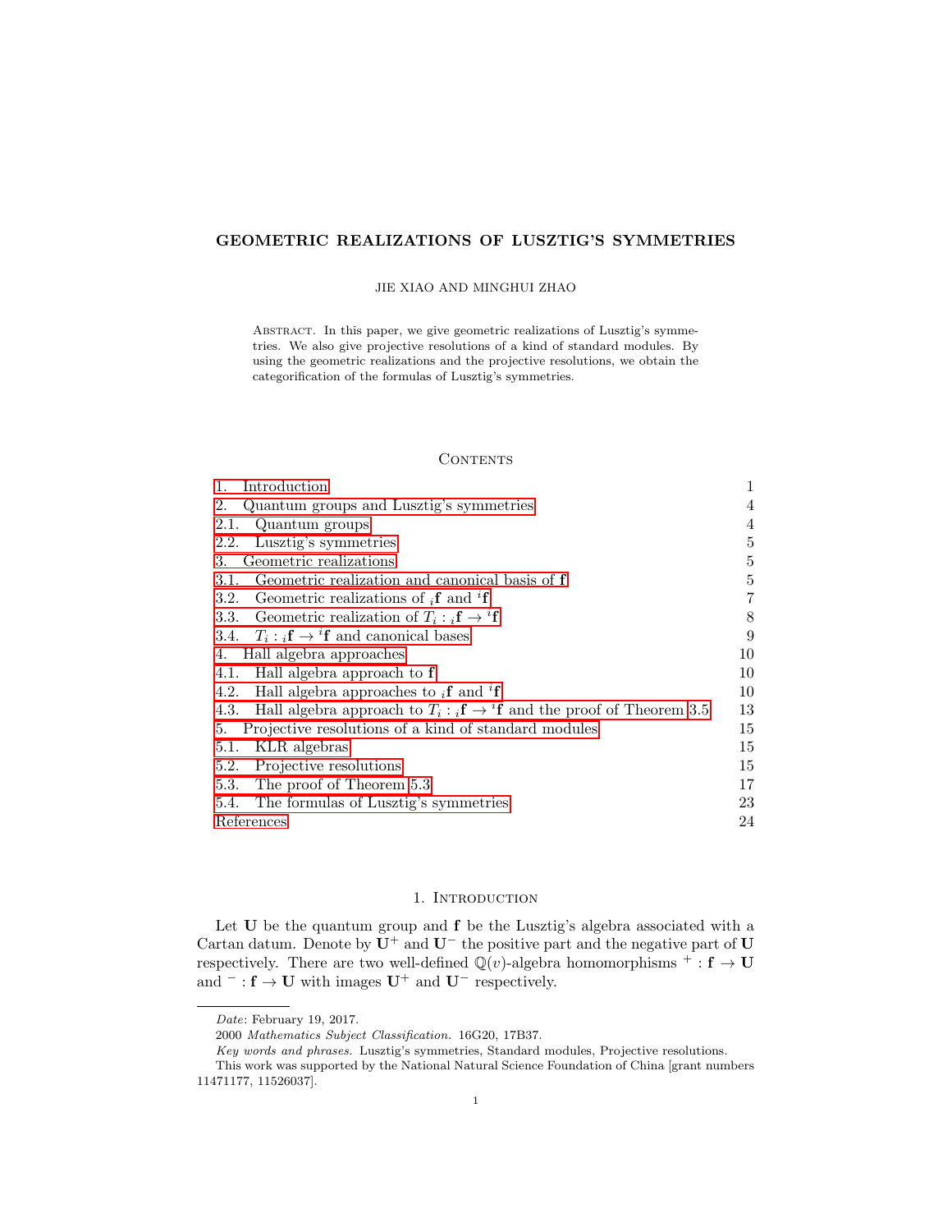# GEOMETRIC REALIZATIONS OF LUSZTIG'S SYMMETRIES

JIE XIAO AND MINGHUI ZHAO

Abstract. In this paper, we give geometric realizations of Lusztig's symmetries. We also give projective resolutions of a kind of standard modules. By using the geometric realizations and the projective resolutions, we obtain the categorification of the formulas of Lusztig's symmetries.

## Contents

| | |
|---|---|
| 1. Introduction | 1 |
| 2. Quantum groups and Lusztig's symmetries | 4 |
| 2.1. Quantum groups | 4 |
| 2.2. Lusztig's symmetries | 5 |
| 3. Geometric realizations | 5 |
| 3.1. Geometric realization and canonical basis of $\mathbf{f}$ | 5 |
| 3.2. Geometric realizations of ${}_i\mathbf{f}$ and ${}^i\mathbf{f}$ | 7 |
| 3.3. Geometric realization of $T_i : {}_i\mathbf{f} \to {}^i\mathbf{f}$ | 8 |
| 3.4. $T_i : {}_i\mathbf{f} \to {}^i\mathbf{f}$ and canonical bases | 9 |
| 4. Hall algebra approaches | 10 |
| 4.1. Hall algebra approach to $\mathbf{f}$ | 10 |
| 4.2. Hall algebra approaches to ${}_i\mathbf{f}$ and ${}^i\mathbf{f}$ | 10 |
| 4.3. Hall algebra approach to $T_i : {}_i\mathbf{f} \to {}^i\mathbf{f}$ and the proof of Theorem 3.5 | 13 |
| 5. Projective resolutions of a kind of standard modules | 15 |
| 5.1. KLR algebras | 15 |
| 5.2. Projective resolutions | 15 |
| 5.3. The proof of Theorem 5.3 | 17 |
| 5.4. The formulas of Lusztig's symmetries | 23 |
| References | 24 |

## 1. Introduction

Let $\mathbf{U}$ be the quantum group and $\mathbf{f}$ be the Lusztig's algebra associated with a Cartan datum. Denote by $\mathbf{U}^+$ and $\mathbf{U}^-$ the positive part and the negative part of $\mathbf{U}$ respectively. There are two well-defined $\mathbb{Q}(v)$-algebra homomorphisms $^+ : \mathbf{f} \to \mathbf{U}$ and $^- : \mathbf{f} \to \mathbf{U}$ with images $\mathbf{U}^+$ and $\mathbf{U}^-$ respectively.

*Date*: February 19, 2017.

2000 *Mathematics Subject Classification.* 16G20, 17B37.

*Key words and phrases.* Lusztig's symmetries, Standard modules, Projective resolutions.

This work was supported by the National Natural Science Foundation of China [grant numbers 11471177, 11526037].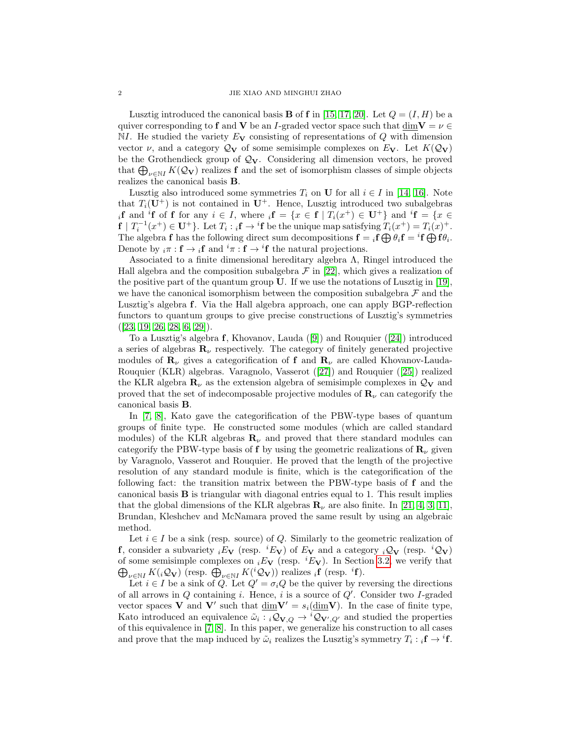Lusztig introduced the canonical basis $\mathbf{B}$ of $\mathbf{f}$ in [15, 17, 20]. Let $Q = (I, H)$ be a quiver corresponding to $\mathbf{f}$ and $\mathbf{V}$ be an $I$-graded vector space such that $\underline{\dim}\mathbf{V} = \nu \in \mathbb{N}I$. He studied the variety $E_{\mathbf{V}}$ consisting of representations of $Q$ with dimension vector $\nu$, and a category $\mathcal{Q}_{\mathbf{V}}$ of some semisimple complexes on $E_{\mathbf{V}}$. Let $K(\mathcal{Q}_{\mathbf{V}})$ be the Grothendieck group of $\mathcal{Q}_{\mathbf{V}}$. Considering all dimension vectors, he proved that $\bigoplus_{\nu \in \mathbb{N}I} K(\mathcal{Q}_{\mathbf{V}})$ realizes $\mathbf{f}$ and the set of isomorphism classes of simple objects realizes the canonical basis $\mathbf{B}$.

Lusztig also introduced some symmetries $T_i$ on $\mathbf{U}$ for all $i \in I$ in [14, 16]. Note that $T_i(\mathbf{U}^+)$ is not contained in $\mathbf{U}^+$. Hence, Lusztig introduced two subalgebras ${}_i\mathbf{f}$ and ${}^i\mathbf{f}$ of $\mathbf{f}$ for any $i \in I$, where ${}_i\mathbf{f} = \{x \in \mathbf{f} \mid T_i(x^+) \in \mathbf{U}^+\}$ and ${}^i\mathbf{f} = \{x \in \mathbf{f} \mid T_i^{-1}(x^+) \in \mathbf{U}^+\}$. Let $T_i : {}_i\mathbf{f} \to {}^i\mathbf{f}$ be the unique map satisfying $T_i(x^+) = T_i(x)^+$. The algebra $\mathbf{f}$ has the following direct sum decompositions $\mathbf{f} = {}_i\mathbf{f} \bigoplus \theta_i \mathbf{f} = {}^i\mathbf{f} \bigoplus \mathbf{f}\theta_i$. Denote by ${}_i\pi : \mathbf{f} \to {}_i\mathbf{f}$ and ${}^i\pi : \mathbf{f} \to {}^i\mathbf{f}$ the natural projections.

Associated to a finite dimensional hereditary algebra $\Lambda$, Ringel introduced the Hall algebra and the composition subalgebra $\mathcal{F}$ in [22], which gives a realization of the positive part of the quantum group $\mathbf{U}$. If we use the notations of Lusztig in [19], we have the canonical isomorphism between the composition subalgebra $\mathcal{F}$ and the Lusztig's algebra $\mathbf{f}$. Via the Hall algebra approach, one can apply BGP-reflection functors to quantum groups to give precise constructions of Lusztig's symmetries ([23, 19, 26, 28, 6, 29]).

To a Lusztig's algebra $\mathbf{f}$, Khovanov, Lauda ([9]) and Rouquier ([24]) introduced a series of algebras $\mathbf{R}_\nu$ respectively. The category of finitely generated projective modules of $\mathbf{R}_\nu$ gives a categorification of $\mathbf{f}$ and $\mathbf{R}_\nu$ are called Khovanov-Lauda-Rouquier (KLR) algebras. Varagnolo, Vasserot ([27]) and Rouquier ([25]) realized the KLR algebra $\mathbf{R}_\nu$ as the extension algebra of semisimple complexes in $\mathcal{Q}_{\mathbf{V}}$ and proved that the set of indecomposable projective modules of $\mathbf{R}_\nu$ can categorify the canonical basis $\mathbf{B}$.

In [7, 8], Kato gave the categorification of the PBW-type bases of quantum groups of finite type. He constructed some modules (which are called standard modules) of the KLR algebras $\mathbf{R}_\nu$ and proved that there standard modules can categorify the PBW-type basis of $\mathbf{f}$ by using the geometric realizations of $\mathbf{R}_\nu$ given by Varagnolo, Vasserot and Rouquier. He proved that the length of the projective resolution of any standard module is finite, which is the categorification of the following fact: the transition matrix between the PBW-type basis of $\mathbf{f}$ and the canonical basis $\mathbf{B}$ is triangular with diagonal entries equal to 1. This result implies that the global dimensions of the KLR algebras $\mathbf{R}_\nu$ are also finite. In [21, 4, 3, 11], Brundan, Kleshchev and McNamara proved the same result by using an algebraic method.

Let $i \in I$ be a sink (resp. source) of $Q$. Similarly to the geometric realization of $\mathbf{f}$, consider a subvariety ${}_iE_{\mathbf{V}}$ (resp. ${}^iE_{\mathbf{V}}$) of $E_{\mathbf{V}}$ and a category ${}_i\mathcal{Q}_{\mathbf{V}}$ (resp. ${}^i\mathcal{Q}_{\mathbf{V}}$) of some semisimple complexes on ${}_iE_{\mathbf{V}}$ (resp. ${}^iE_{\mathbf{V}}$). In Section 3.2, we verify that $\bigoplus_{\nu \in \mathbb{N}I} K({}_i\mathcal{Q}_{\mathbf{V}})$ (resp. $\bigoplus_{\nu \in \mathbb{N}I} K({}^i\mathcal{Q}_{\mathbf{V}})$) realizes ${}_i\mathbf{f}$ (resp. ${}^i\mathbf{f}$).

Let $i \in I$ be a sink of $Q$. Let $Q' = \sigma_i Q$ be the quiver by reversing the directions of all arrows in $Q$ containing $i$. Hence, $i$ is a source of $Q'$. Consider two $I$-graded vector spaces $\mathbf{V}$ and $\mathbf{V}'$ such that $\underline{\dim}\mathbf{V}' = s_i(\underline{\dim}\mathbf{V})$. In the case of finite type, Kato introduced an equivalence $\tilde{\omega}_i : {}_i\mathcal{Q}_{\mathbf{V},Q} \to {}^i\mathcal{Q}_{\mathbf{V}',Q'}$ and studied the properties of this equivalence in [7, 8]. In this paper, we generalize his construction to all cases and prove that the map induced by $\tilde{\omega}_i$ realizes the Lusztig's symmetry $T_i : {}_i\mathbf{f} \to {}^i\mathbf{f}$.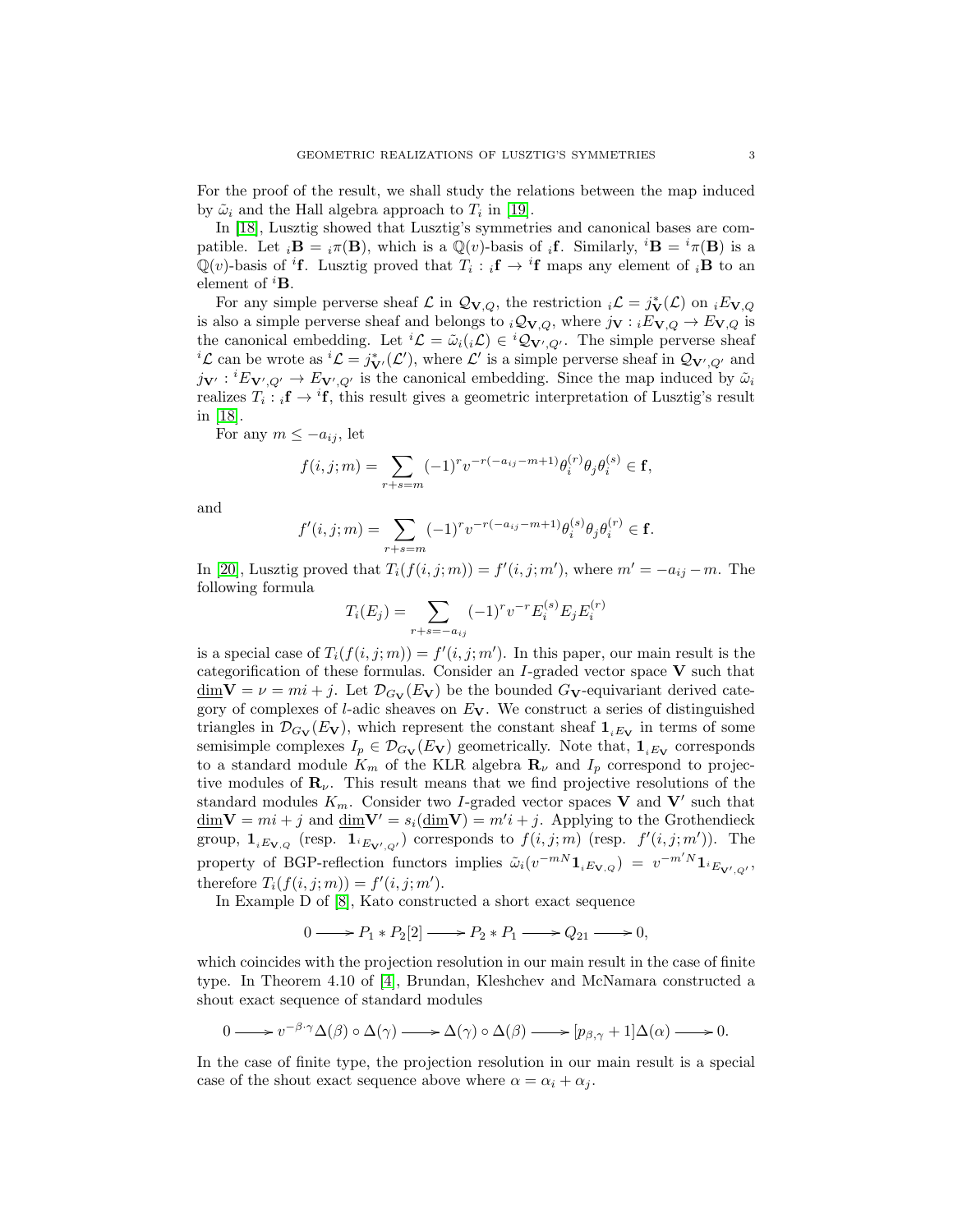For the proof of the result, we shall study the relations between the map induced by $\tilde{\omega}_i$ and the Hall algebra approach to $T_i$ in [19].

In [18], Lusztig showed that Lusztig's symmetries and canonical bases are compatible. Let ${}_i\mathbf{B} = {}_i\pi(\mathbf{B})$, which is a $\mathbb{Q}(v)$-basis of ${}_i\mathbf{f}$. Similarly, ${}^i\mathbf{B} = {}^i\pi(\mathbf{B})$ is a $\mathbb{Q}(v)$-basis of ${}^i\mathbf{f}$. Lusztig proved that $T_i : {}_i\mathbf{f} \to {}^i\mathbf{f}$ maps any element of ${}_i\mathbf{B}$ to an element of ${}^i\mathbf{B}$.

For any simple perverse sheaf $\mathcal{L}$ in $\mathcal{Q}_{\mathbf{V},Q}$, the restriction ${}_i\mathcal{L} = j^*_{\mathbf{V}}(\mathcal{L})$ on ${}_iE_{\mathbf{V},Q}$ is also a simple perverse sheaf and belongs to ${}_i\mathcal{Q}_{\mathbf{V},Q}$, where $j_{\mathbf{V}} : {}_iE_{\mathbf{V},Q} \to E_{\mathbf{V},Q}$ is the canonical embedding. Let ${}^i\mathcal{L} = \tilde{\omega}_i({}_i\mathcal{L}) \in {}^i\mathcal{Q}_{\mathbf{V}',Q'}$. The simple perverse sheaf ${}^i\mathcal{L}$ can be wrote as ${}^i\mathcal{L} = j^*_{\mathbf{V}'}(\mathcal{L}')$, where $\mathcal{L}'$ is a simple perverse sheaf in $\mathcal{Q}_{\mathbf{V}',Q'}$ and $j_{\mathbf{V}'} : {}^iE_{\mathbf{V}',Q'} \to E_{\mathbf{V}',Q'}$ is the canonical embedding. Since the map induced by $\tilde{\omega}_i$ realizes $T_i : {}_i\mathbf{f} \to {}^i\mathbf{f}$, this result gives a geometric interpretation of Lusztig's result in [18].

For any $m \leq -a_{ij}$, let

$$f(i,j;m) = \sum_{r+s=m} (-1)^r v^{-r(-a_{ij}-m+1)} \theta_i^{(r)} \theta_j \theta_i^{(s)} \in \mathbf{f},$$

and

$$f'(i,j;m) = \sum_{r+s=m} (-1)^r v^{-r(-a_{ij}-m+1)} \theta_i^{(s)} \theta_j \theta_i^{(r)} \in \mathbf{f}.$$

In [20], Lusztig proved that $T_i(f(i,j;m)) = f'(i,j;m')$, where $m' = -a_{ij} - m$. The following formula

$$T_i(E_j) = \sum_{r+s=-a_{ij}} (-1)^r v^{-r} E_i^{(s)} E_j E_i^{(r)}$$

is a special case of $T_i(f(i,j;m)) = f'(i,j;m')$. In this paper, our main result is the categorification of these formulas. Consider an $I$-graded vector space $\mathbf{V}$ such that $\underline{\dim}\mathbf{V} = \nu = mi + j$. Let $\mathcal{D}_{G_{\mathbf{V}}}(E_{\mathbf{V}})$ be the bounded $G_{\mathbf{V}}$-equivariant derived category of complexes of $l$-adic sheaves on $E_{\mathbf{V}}$. We construct a series of distinguished triangles in $\mathcal{D}_{G_{\mathbf{V}}}(E_{\mathbf{V}})$, which represent the constant sheaf $\mathbf{1}_{{}_iE_{\mathbf{V}}}$ in terms of some semisimple complexes $I_p \in \mathcal{D}_{G_{\mathbf{V}}}(E_{\mathbf{V}})$ geometrically. Note that, $\mathbf{1}_{{}_iE_{\mathbf{V}}}$ corresponds to a standard module $K_m$ of the KLR algebra $\mathbf{R}_\nu$ and $I_p$ correspond to projective modules of $\mathbf{R}_\nu$. This result means that we find projective resolutions of the standard modules $K_m$. Consider two $I$-graded vector spaces $\mathbf{V}$ and $\mathbf{V}'$ such that $\underline{\dim}\mathbf{V} = mi + j$ and $\underline{\dim}\mathbf{V}' = s_i(\underline{\dim}\mathbf{V}) = m'i + j$. Applying to the Grothendieck group, $\mathbf{1}_{{}_iE_{\mathbf{V},Q}}$ (resp. $\mathbf{1}_{{}^iE_{\mathbf{V}',Q'}}$) corresponds to $f(i,j;m)$ (resp. $f'(i,j;m')$). The property of BGP-reflection functors implies $\tilde{\omega}_i(v^{-mN}\mathbf{1}_{{}_iE_{\mathbf{V},Q}}) = v^{-m'N}\mathbf{1}_{{}^iE_{\mathbf{V}',Q'}}$, therefore $T_i(f(i,j;m)) = f'(i,j;m')$.

In Example D of [8], Kato constructed a short exact sequence

$$0 \longrightarrow P_1 * P_2[2] \longrightarrow P_2 * P_1 \longrightarrow Q_{21} \longrightarrow 0,$$

which coincides with the projection resolution in our main result in the case of finite type. In Theorem 4.10 of [4], Brundan, Kleshchev and McNamara constructed a shout exact sequence of standard modules

$$0 \longrightarrow v^{-\beta\cdot\gamma}\Delta(\beta) \circ \Delta(\gamma) \longrightarrow \Delta(\gamma) \circ \Delta(\beta) \longrightarrow [p_{\beta,\gamma}+1]\Delta(\alpha) \longrightarrow 0.$$

In the case of finite type, the projection resolution in our main result is a special case of the shout exact sequence above where $\alpha = \alpha_i + \alpha_j$.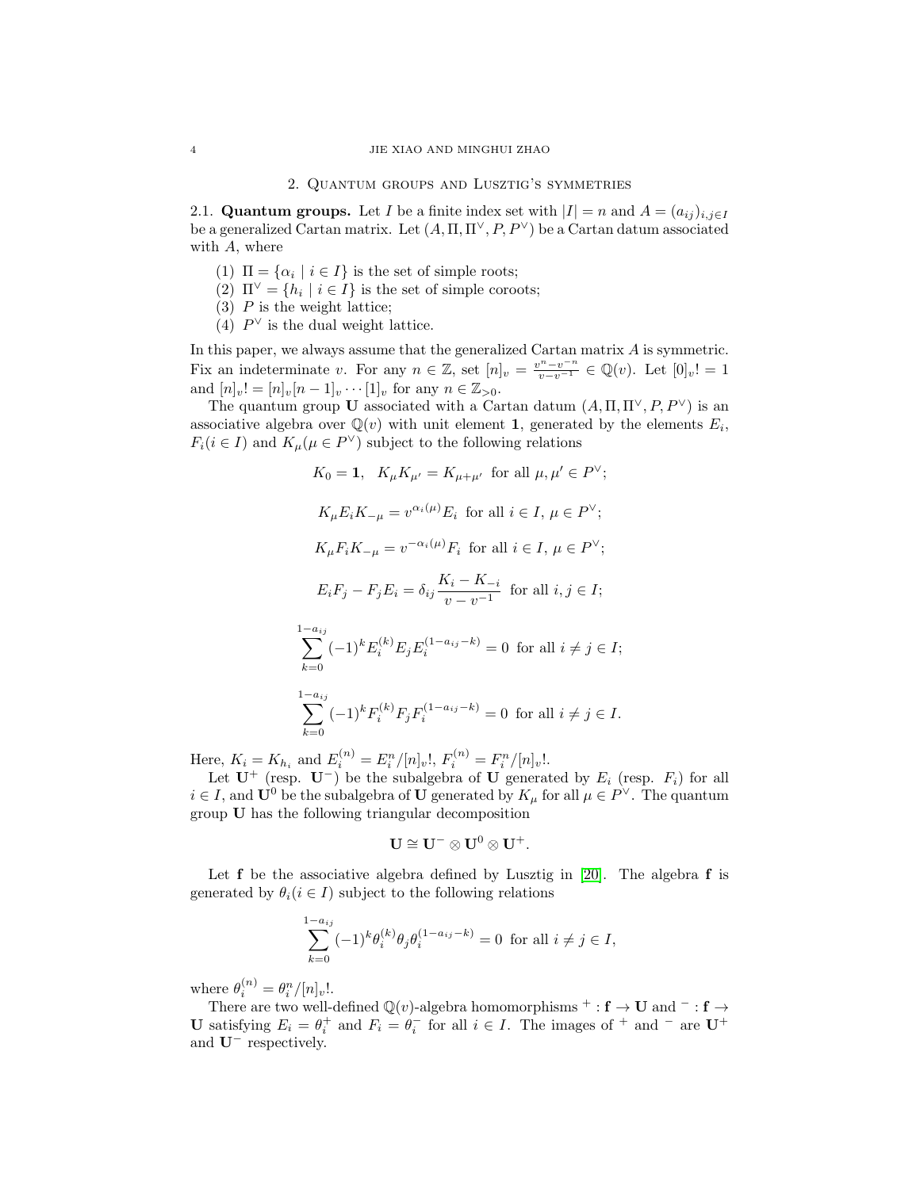## 2. Quantum groups and Lusztig's symmetries

2.1. **Quantum groups.** Let $I$ be a finite index set with $|I| = n$ and $A = (a_{ij})_{i,j \in I}$ be a generalized Cartan matrix. Let $(A, \Pi, \Pi^\vee, P, P^\vee)$ be a Cartan datum associated with $A$, where

1. $\Pi = \{\alpha_i \mid i \in I\}$ is the set of simple roots;
2. $\Pi^\vee = \{h_i \mid i \in I\}$ is the set of simple coroots;
3. $P$ is the weight lattice;
4. $P^\vee$ is the dual weight lattice.

In this paper, we always assume that the generalized Cartan matrix $A$ is symmetric. Fix an indeterminate $v$. For any $n \in \mathbb{Z}$, set $[n]_v = \frac{v^n - v^{-n}}{v - v^{-1}} \in \mathbb{Q}(v)$. Let $[0]_v! = 1$ and $[n]_v! = [n]_v[n-1]_v \cdots [1]_v$ for any $n \in \mathbb{Z}_{>0}$.

The quantum group $\mathbf{U}$ associated with a Cartan datum $(A, \Pi, \Pi^\vee, P, P^\vee)$ is an associative algebra over $\mathbb{Q}(v)$ with unit element $\mathbf{1}$, generated by the elements $E_i$, $F_i (i \in I)$ and $K_\mu (\mu \in P^\vee)$ subject to the following relations

$$K_0 = \mathbf{1}, \quad K_\mu K_{\mu'} = K_{\mu+\mu'} \text{ for all } \mu, \mu' \in P^\vee;$$

$$K_\mu E_i K_{-\mu} = v^{\alpha_i(\mu)} E_i \text{ for all } i \in I,\, \mu \in P^\vee;$$

$$K_\mu F_i K_{-\mu} = v^{-\alpha_i(\mu)} F_i \text{ for all } i \in I,\, \mu \in P^\vee;$$

$$E_i F_j - F_j E_i = \delta_{ij} \frac{K_i - K_{-i}}{v - v^{-1}} \text{ for all } i, j \in I;$$

$$\sum_{k=0}^{1-a_{ij}} (-1)^k E_i^{(k)} E_j E_i^{(1-a_{ij}-k)} = 0 \text{ for all } i \neq j \in I;$$

$$\sum_{k=0}^{1-a_{ij}} (-1)^k F_i^{(k)} F_j F_i^{(1-a_{ij}-k)} = 0 \text{ for all } i \neq j \in I.$$

Here, $K_i = K_{h_i}$ and $E_i^{(n)} = E_i^n/[n]_v!$, $F_i^{(n)} = F_i^n/[n]_v!$.

Let $\mathbf{U}^+$ (resp. $\mathbf{U}^-$) be the subalgebra of $\mathbf{U}$ generated by $E_i$ (resp. $F_i$) for all $i \in I$, and $\mathbf{U}^0$ be the subalgebra of $\mathbf{U}$ generated by $K_\mu$ for all $\mu \in P^\vee$. The quantum group $\mathbf{U}$ has the following triangular decomposition

$$\mathbf{U} \cong \mathbf{U}^- \otimes \mathbf{U}^0 \otimes \mathbf{U}^+.$$

Let $\mathbf{f}$ be the associative algebra defined by Lusztig in [20]. The algebra $\mathbf{f}$ is generated by $\theta_i (i \in I)$ subject to the following relations

$$\sum_{k=0}^{1-a_{ij}} (-1)^k \theta_i^{(k)} \theta_j \theta_i^{(1-a_{ij}-k)} = 0 \text{ for all } i \neq j \in I,$$

where $\theta_i^{(n)} = \theta_i^n/[n]_v!$.

There are two well-defined $\mathbb{Q}(v)$-algebra homomorphisms ${}^+ : \mathbf{f} \to \mathbf{U}$ and ${}^- : \mathbf{f} \to \mathbf{U}$ satisfying $E_i = \theta_i^+$ and $F_i = \theta_i^-$ for all $i \in I$. The images of ${}^+$ and ${}^-$ are $\mathbf{U}^+$ and $\mathbf{U}^-$ respectively.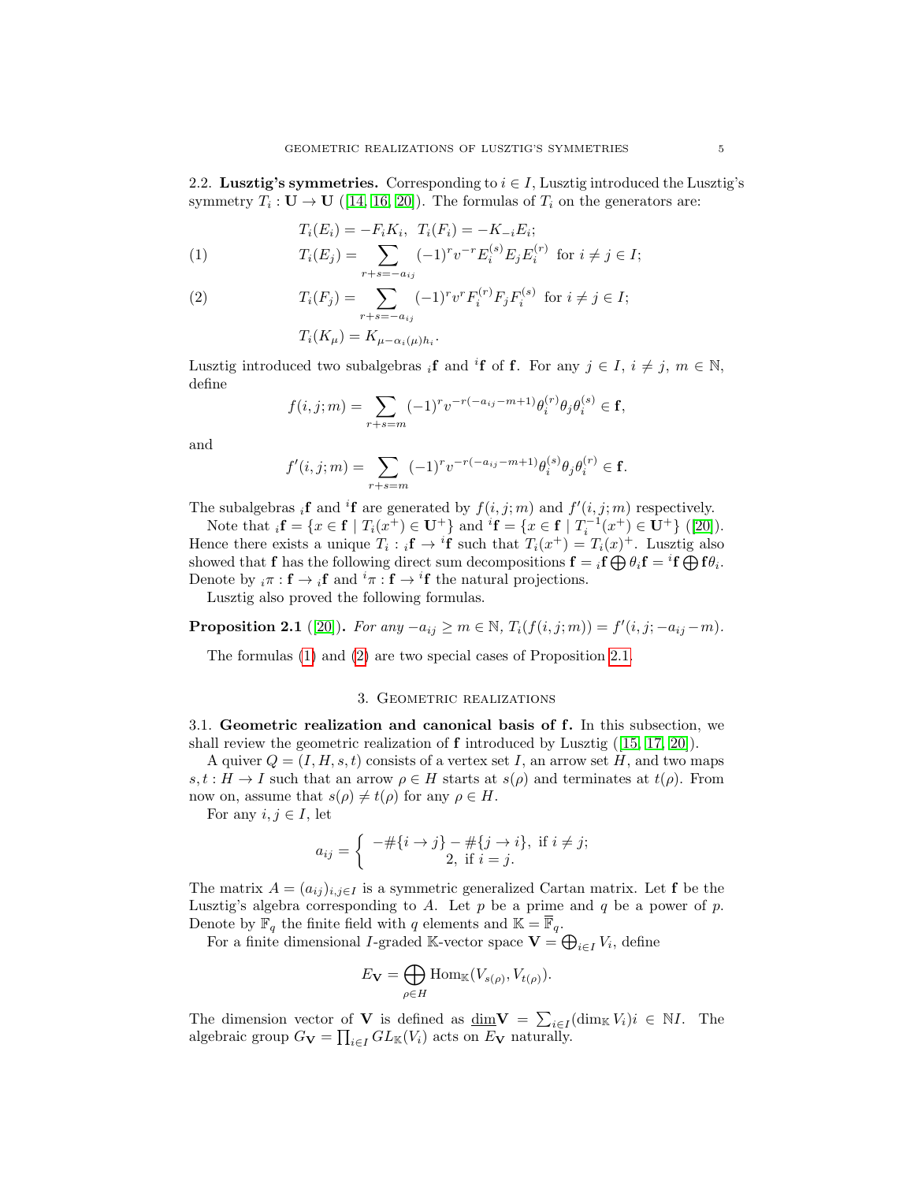2.2. **Lusztig's symmetries.** Corresponding to $i \in I$, Lusztig introduced the Lusztig's symmetry $T_i : \mathbf{U} \to \mathbf{U}$ ([14, 16, 20]). The formulas of $T_i$ on the generators are:

$$T_i(E_i) = -F_i K_i, \;\; T_i(F_i) = -K_{-i} E_i;$$

$$T_i(E_j) = \sum_{r+s=-a_{ij}} (-1)^r v^{-r} E_i^{(s)} E_j E_i^{(r)} \;\text{ for } i \neq j \in I; \tag{1}$$

$$T_i(F_j) = \sum_{r+s=-a_{ij}} (-1)^r v^{r} F_i^{(r)} F_j F_i^{(s)} \;\text{ for } i \neq j \in I; \tag{2}$$

$$T_i(K_\mu) = K_{\mu - \alpha_i(\mu) h_i}.$$

Lusztig introduced two subalgebras ${}_i\mathbf{f}$ and ${}^i\mathbf{f}$ of $\mathbf{f}$. For any $j \in I$, $i \neq j$, $m \in \mathbb{N}$, define

$$f(i,j;m) = \sum_{r+s=m} (-1)^r v^{-r(-a_{ij}-m+1)} \theta_i^{(r)} \theta_j \theta_i^{(s)} \in \mathbf{f},$$

and

$$f'(i,j;m) = \sum_{r+s=m} (-1)^r v^{-r(-a_{ij}-m+1)} \theta_i^{(s)} \theta_j \theta_i^{(r)} \in \mathbf{f}.$$

The subalgebras ${}_i\mathbf{f}$ and ${}^i\mathbf{f}$ are generated by $f(i,j;m)$ and $f'(i,j;m)$ respectively.

Note that ${}_i\mathbf{f} = \{x \in \mathbf{f} \mid T_i(x^+) \in \mathbf{U}^+\}$ and ${}^i\mathbf{f} = \{x \in \mathbf{f} \mid T_i^{-1}(x^+) \in \mathbf{U}^+\}$ ([20]). Hence there exists a unique $T_i : {}_i\mathbf{f} \to {}^i\mathbf{f}$ such that $T_i(x^+) = T_i(x)^+$. Lusztig also showed that $\mathbf{f}$ has the following direct sum decompositions $\mathbf{f} = {}_i\mathbf{f} \bigoplus \theta_i \mathbf{f} = {}^i\mathbf{f} \bigoplus \mathbf{f}\theta_i$. Denote by ${}_i\pi : \mathbf{f} \to {}_i\mathbf{f}$ and ${}^i\pi : \mathbf{f} \to {}^i\mathbf{f}$ the natural projections.

Lusztig also proved the following formulas.

**Proposition 2.1** ([20]). *For any $-a_{ij} \geq m \in \mathbb{N}$, $T_i(f(i,j;m)) = f'(i,j;-a_{ij}-m)$.*

The formulas (1) and (2) are two special cases of Proposition 2.1.

## 3. Geometric realizations

3.1. **Geometric realization and canonical basis of f.** In this subsection, we shall review the geometric realization of $\mathbf{f}$ introduced by Lusztig ([15, 17, 20]).

A quiver $Q = (I, H, s, t)$ consists of a vertex set $I$, an arrow set $H$, and two maps $s, t : H \to I$ such that an arrow $\rho \in H$ starts at $s(\rho)$ and terminates at $t(\rho)$. From now on, assume that $s(\rho) \neq t(\rho)$ for any $\rho \in H$.

For any $i, j \in I$, let

$$a_{ij} = \begin{cases} -\#\{i \to j\} - \#\{j \to i\}, & \text{if } i \neq j; \\ 2, & \text{if } i = j. \end{cases}$$

The matrix $A = (a_{ij})_{i,j \in I}$ is a symmetric generalized Cartan matrix. Let $\mathbf{f}$ be the Lusztig's algebra corresponding to $A$. Let $p$ be a prime and $q$ be a power of $p$. Denote by $\mathbb{F}_q$ the finite field with $q$ elements and $\mathbb{K} = \overline{\mathbb{F}}_q$.

For a finite dimensional $I$-graded $\mathbb{K}$-vector space $\mathbf{V} = \bigoplus_{i \in I} V_i$, define

$$E_{\mathbf{V}} = \bigoplus_{\rho \in H} \mathrm{Hom}_{\mathbb{K}}(V_{s(\rho)}, V_{t(\rho)}).$$

The dimension vector of $\mathbf{V}$ is defined as $\underline{\dim}\mathbf{V} = \sum_{i \in I} (\dim_{\mathbb{K}} V_i) i \in \mathbb{N}I$. The algebraic group $G_{\mathbf{V}} = \prod_{i \in I} GL_{\mathbb{K}}(V_i)$ acts on $E_{\mathbf{V}}$ naturally.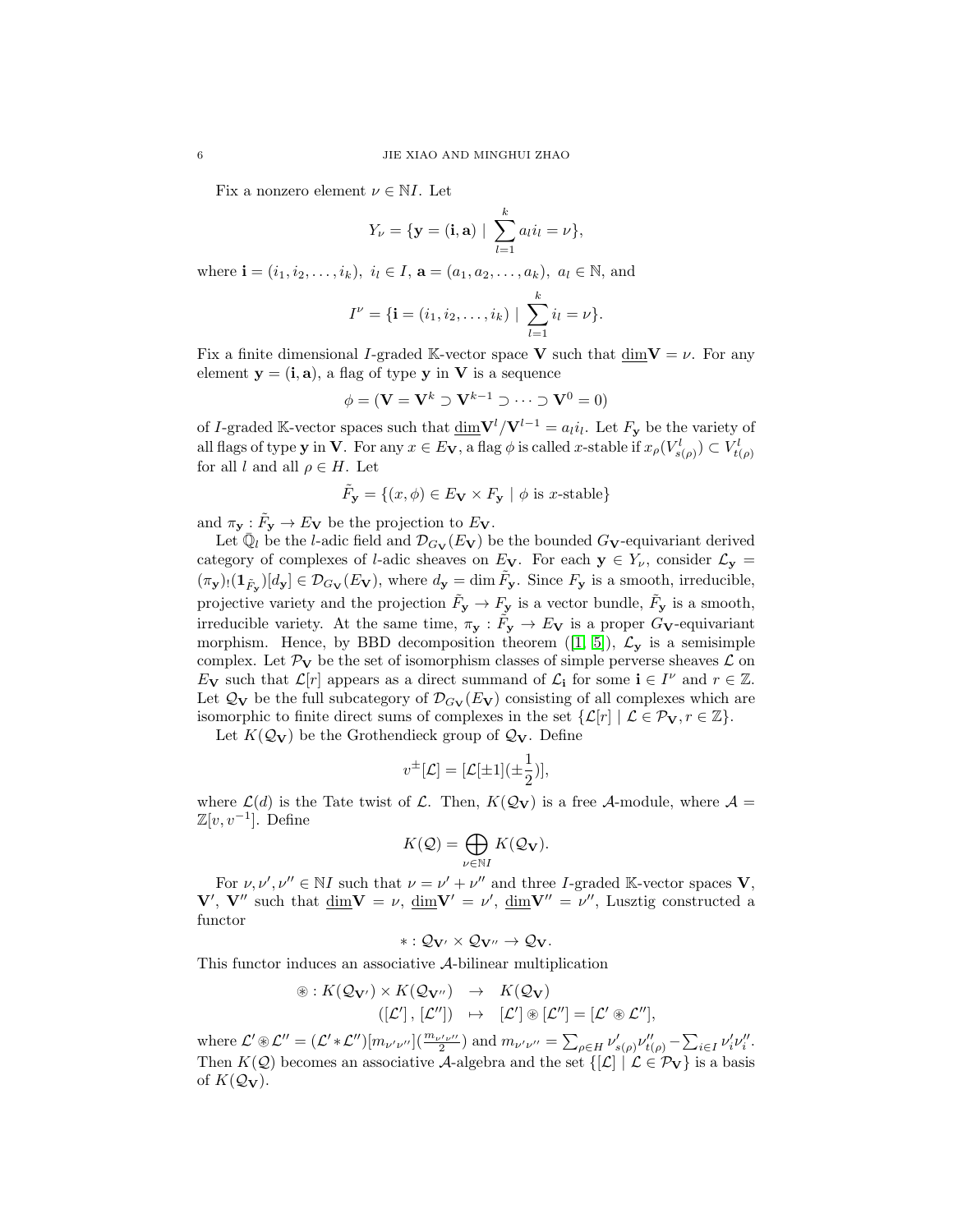Fix a nonzero element $\nu \in \mathbb{N}I$. Let

$$Y_\nu = \{\mathbf{y} = (\mathbf{i}, \mathbf{a}) \mid \sum_{l=1}^{k} a_l i_l = \nu\},$$

where $\mathbf{i} = (i_1, i_2, \ldots, i_k),\ i_l \in I,\ \mathbf{a} = (a_1, a_2, \ldots, a_k),\ a_l \in \mathbb{N}$, and

$$I^\nu = \{\mathbf{i} = (i_1, i_2, \ldots, i_k) \mid \sum_{l=1}^{k} i_l = \nu\}.$$

Fix a finite dimensional $I$-graded $\mathbb{K}$-vector space $\mathbf{V}$ such that $\underline{\dim}\mathbf{V} = \nu$. For any element $\mathbf{y} = (\mathbf{i}, \mathbf{a})$, a flag of type $\mathbf{y}$ in $\mathbf{V}$ is a sequence

$$\phi = (\mathbf{V} = \mathbf{V}^k \supset \mathbf{V}^{k-1} \supset \cdots \supset \mathbf{V}^0 = 0)$$

of $I$-graded $\mathbb{K}$-vector spaces such that $\underline{\dim}\mathbf{V}^l/\mathbf{V}^{l-1} = a_l i_l$. Let $F_\mathbf{y}$ be the variety of all flags of type $\mathbf{y}$ in $\mathbf{V}$. For any $x \in E_\mathbf{V}$, a flag $\phi$ is called $x$-stable if $x_\rho(V^l_{s(\rho)}) \subset V^l_{t(\rho)}$ for all $l$ and all $\rho \in H$. Let

$$\tilde{F}_\mathbf{y} = \{(x, \phi) \in E_\mathbf{V} \times F_\mathbf{y} \mid \phi \text{ is } x\text{-stable}\}$$

and $\pi_\mathbf{y} : \tilde{F}_\mathbf{y} \to E_\mathbf{V}$ be the projection to $E_\mathbf{V}$.

Let $\bar{\mathbb{Q}}_l$ be the $l$-adic field and $\mathcal{D}_{G_\mathbf{V}}(E_\mathbf{V})$ be the bounded $G_\mathbf{V}$-equivariant derived category of complexes of $l$-adic sheaves on $E_\mathbf{V}$. For each $\mathbf{y} \in Y_\nu$, consider $\mathcal{L}_\mathbf{y} = (\pi_\mathbf{y})_!(\mathbf{1}_{\tilde{F}_\mathbf{y}})[d_\mathbf{y}] \in \mathcal{D}_{G_\mathbf{V}}(E_\mathbf{V})$, where $d_\mathbf{y} = \dim \tilde{F}_\mathbf{y}$. Since $F_\mathbf{y}$ is a smooth, irreducible, projective variety and the projection $\tilde{F}_\mathbf{y} \to F_\mathbf{y}$ is a vector bundle, $\tilde{F}_\mathbf{y}$ is a smooth, irreducible variety. At the same time, $\pi_\mathbf{y} : \tilde{F}_\mathbf{y} \to E_\mathbf{V}$ is a proper $G_\mathbf{V}$-equivariant morphism. Hence, by BBD decomposition theorem ([1, 5]), $\mathcal{L}_\mathbf{y}$ is a semisimple complex. Let $\mathcal{P}_\mathbf{V}$ be the set of isomorphism classes of simple perverse sheaves $\mathcal{L}$ on $E_\mathbf{V}$ such that $\mathcal{L}[r]$ appears as a direct summand of $\mathcal{L}_\mathbf{i}$ for some $\mathbf{i} \in I^\nu$ and $r \in \mathbb{Z}$. Let $\mathcal{Q}_\mathbf{V}$ be the full subcategory of $\mathcal{D}_{G_\mathbf{V}}(E_\mathbf{V})$ consisting of all complexes which are isomorphic to finite direct sums of complexes in the set $\{\mathcal{L}[r] \mid \mathcal{L} \in \mathcal{P}_\mathbf{V}, r \in \mathbb{Z}\}$.

Let $K(\mathcal{Q}_\mathbf{V})$ be the Grothendieck group of $\mathcal{Q}_\mathbf{V}$. Define

$$v^{\pm}[\mathcal{L}] = [\mathcal{L}[\pm 1](\pm\frac{1}{2})],$$

where $\mathcal{L}(d)$ is the Tate twist of $\mathcal{L}$. Then, $K(\mathcal{Q}_\mathbf{V})$ is a free $\mathcal{A}$-module, where $\mathcal{A} = \mathbb{Z}[v, v^{-1}]$. Define

$$K(\mathcal{Q}) = \bigoplus_{\nu \in \mathbb{N}I} K(\mathcal{Q}_\mathbf{V}).$$

For $\nu, \nu', \nu'' \in \mathbb{N}I$ such that $\nu = \nu' + \nu''$ and three $I$-graded $\mathbb{K}$-vector spaces $\mathbf{V}$, $\mathbf{V}'$, $\mathbf{V}''$ such that $\underline{\dim}\mathbf{V} = \nu$, $\underline{\dim}\mathbf{V}' = \nu'$, $\underline{\dim}\mathbf{V}'' = \nu''$, Lusztig constructed a functor

$$* : \mathcal{Q}_{\mathbf{V}'} \times \mathcal{Q}_{\mathbf{V}''} \to \mathcal{Q}_\mathbf{V}.$$

This functor induces an associative $\mathcal{A}$-bilinear multiplication

$$\begin{aligned} \circledast : K(\mathcal{Q}_{\mathbf{V}'}) \times K(\mathcal{Q}_{\mathbf{V}''}) &\to K(\mathcal{Q}_\mathbf{V}) \\ ([\mathcal{L}'], [\mathcal{L}'']) &\mapsto [\mathcal{L}'] \circledast [\mathcal{L}''] = [\mathcal{L}' \circledast \mathcal{L}''], \end{aligned}$$

where $\mathcal{L}' \circledast \mathcal{L}'' = (\mathcal{L}' * \mathcal{L}'')[m_{\nu'\nu''}](\frac{m_{\nu'\nu''}}{2})$ and $m_{\nu'\nu''} = \sum_{\rho \in H} \nu'_{s(\rho)}\nu''_{t(\rho)} - \sum_{i \in I} \nu'_i \nu''_i$. Then $K(\mathcal{Q})$ becomes an associative $\mathcal{A}$-algebra and the set $\{[\mathcal{L}] \mid \mathcal{L} \in \mathcal{P}_\mathbf{V}\}$ is a basis of $K(\mathcal{Q}_\mathbf{V})$.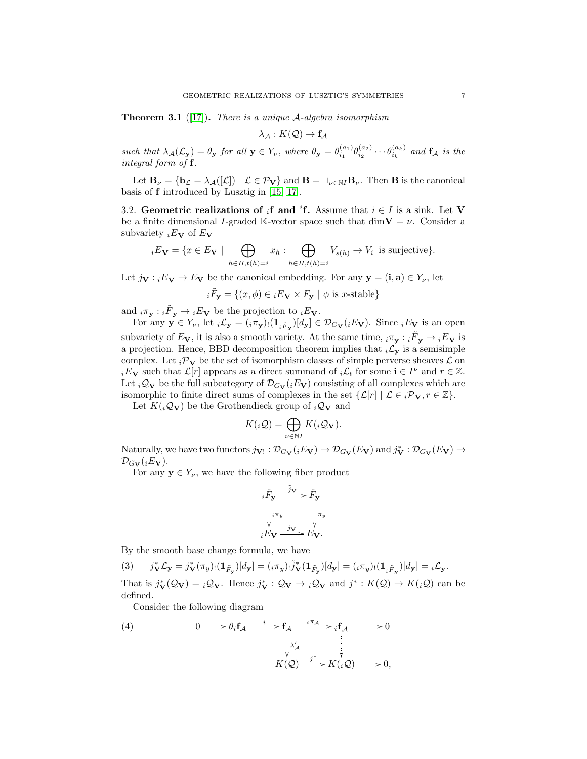**Theorem 3.1** ([17]). *There is a unique $\mathcal{A}$-algebra isomorphism*

$$\lambda_{\mathcal{A}} : K(\mathcal{Q}) \to \mathbf{f}_{\mathcal{A}}$$

*such that $\lambda_{\mathcal{A}}(\mathcal{L}_{\mathbf{y}}) = \theta_{\mathbf{y}}$ for all $\mathbf{y} \in Y_\nu$, where $\theta_{\mathbf{y}} = \theta_{i_1}^{(a_1)}\theta_{i_2}^{(a_2)}\cdots\theta_{i_k}^{(a_k)}$ and $\mathbf{f}_{\mathcal{A}}$ is the integral form of $\mathbf{f}$.*

Let $\mathbf{B}_\nu = \{\mathbf{b}_{\mathcal{L}} = \lambda_{\mathcal{A}}([\mathcal{L}]) \mid \mathcal{L} \in \mathcal{P}_{\mathbf{V}}\}$ and $\mathbf{B} = \sqcup_{\nu \in \mathbb{N}I}\mathbf{B}_\nu$. Then $\mathbf{B}$ is the canonical basis of $\mathbf{f}$ introduced by Lusztig in [15, 17].

## 3.2. Geometric realizations of ${}_i\mathbf{f}$ and ${}^i\mathbf{f}$.

Assume that $i \in I$ is a sink. Let $\mathbf{V}$ be a finite dimensional $I$-graded $\mathbb{K}$-vector space such that $\underline{\dim}\mathbf{V} = \nu$. Consider a subvariety ${}_iE_{\mathbf{V}}$ of $E_{\mathbf{V}}$

$${}_iE_{\mathbf{V}} = \{x \in E_{\mathbf{V}} \mid \bigoplus_{h \in H, t(h)=i} x_h : \bigoplus_{h \in H, t(h)=i} V_{s(h)} \to V_i \text{ is surjective}\}.$$

Let $j_{\mathbf{V}} : {}_iE_{\mathbf{V}} \to E_{\mathbf{V}}$ be the canonical embedding. For any $\mathbf{y} = (\mathbf{i}, \mathbf{a}) \in Y_\nu$, let

$${}_i\tilde{F}_{\mathbf{y}} = \{(x, \phi) \in {}_iE_{\mathbf{V}} \times F_{\mathbf{y}} \mid \phi \text{ is } x\text{-stable}\}$$

and ${}_i\pi_{\mathbf{y}} : {}_i\tilde{F}_{\mathbf{y}} \to {}_iE_{\mathbf{V}}$ be the projection to ${}_iE_{\mathbf{V}}$.

For any $\mathbf{y} \in Y_\nu$, let ${}_i\mathcal{L}_{\mathbf{y}} = ({}_i\pi_{\mathbf{y}})_!(\mathbf{1}_{{}_i\tilde{F}_{\mathbf{y}}})[d_{\mathbf{y}}] \in \mathcal{D}_{G_{\mathbf{V}}}({}_iE_{\mathbf{V}})$. Since ${}_iE_{\mathbf{V}}$ is an open subvariety of $E_{\mathbf{V}}$, it is also a smooth variety. At the same time, ${}_i\pi_{\mathbf{y}} : {}_i\tilde{F}_{\mathbf{y}} \to {}_iE_{\mathbf{V}}$ is a projection. Hence, BBD decomposition theorem implies that ${}_i\mathcal{L}_{\mathbf{y}}$ is a semisimple complex. Let ${}_i\mathcal{P}_{\mathbf{V}}$ be the set of isomorphism classes of simple perverse sheaves $\mathcal{L}$ on ${}_iE_{\mathbf{V}}$ such that $\mathcal{L}[r]$ appears as a direct summand of ${}_i\mathcal{L}_{\mathbf{i}}$ for some $\mathbf{i} \in I^\nu$ and $r \in \mathbb{Z}$. Let ${}_i\mathcal{Q}_{\mathbf{V}}$ be the full subcategory of $\mathcal{D}_{G_{\mathbf{V}}}({}_iE_{\mathbf{V}})$ consisting of all complexes which are isomorphic to finite direct sums of complexes in the set $\{\mathcal{L}[r] \mid \mathcal{L} \in {}_i\mathcal{P}_{\mathbf{V}}, r \in \mathbb{Z}\}$.

Let $K({}_i\mathcal{Q}_{\mathbf{V}})$ be the Grothendieck group of ${}_i\mathcal{Q}_{\mathbf{V}}$ and

$$K({}_i\mathcal{Q}) = \bigoplus_{\nu \in \mathbb{N}I} K({}_i\mathcal{Q}_{\mathbf{V}}).$$

Naturally, we have two functors $j_{\mathbf{V}!} : \mathcal{D}_{G_{\mathbf{V}}}({}_iE_{\mathbf{V}}) \to \mathcal{D}_{G_{\mathbf{V}}}(E_{\mathbf{V}})$ and $j_{\mathbf{V}}^* : \mathcal{D}_{G_{\mathbf{V}}}(E_{\mathbf{V}}) \to \mathcal{D}_{G_{\mathbf{V}}}({}_iE_{\mathbf{V}})$.

For any $\mathbf{y} \in Y_\nu$, we have the following fiber product

$$\begin{array}{ccc} {}_i\tilde{F}_{\mathbf{y}} & \xrightarrow{\tilde{j}_{\mathbf{V}}} & \tilde{F}_{\mathbf{y}} \\ \downarrow {\scriptstyle {}_i\pi_y} & & \downarrow {\scriptstyle \pi_y} \\ {}_iE_{\mathbf{V}} & \xrightarrow{j_{\mathbf{V}}} & E_{\mathbf{V}}. \end{array}$$

By the smooth base change formula, we have

$$j_{\mathbf{V}}^*\mathcal{L}_{\mathbf{y}} = j_{\mathbf{V}}^*(\pi_y)_!(\mathbf{1}_{\tilde{F}_{\mathbf{y}}})[d_{\mathbf{y}}] = ({}_i\pi_y)_!\tilde{j}_{\mathbf{V}}^*(\mathbf{1}_{\tilde{F}_{\mathbf{y}}})[d_{\mathbf{y}}] = ({}_i\pi_y)_!(\mathbf{1}_{{}_i\tilde{F}_{\mathbf{y}}})[d_{\mathbf{y}}] = {}_i\mathcal{L}_{\mathbf{y}}. \tag{3}$$

That is $j_{\mathbf{V}}^*(\mathcal{Q}_{\mathbf{V}}) = {}_i\mathcal{Q}_{\mathbf{V}}$. Hence $j_{\mathbf{V}}^* : \mathcal{Q}_{\mathbf{V}} \to {}_i\mathcal{Q}_{\mathbf{V}}$ and $j^* : K(\mathcal{Q}) \to K({}_i\mathcal{Q})$ can be defined.

Consider the following diagram

$$\begin{array}{ccccccccc} 0 & \longrightarrow & \theta_i\mathbf{f}_{\mathcal{A}} & \xrightarrow{i} & \mathbf{f}_{\mathcal{A}} & \xrightarrow{{}_i\pi_{\mathcal{A}}} & {}_i\mathbf{f}_{\mathcal{A}} & \longrightarrow & 0 \\ & & & & \downarrow {\scriptstyle \lambda'_{\mathcal{A}}} & & \vdots & & \\ & & & & K(\mathcal{Q}) & \xrightarrow{j^*} & K({}_i\mathcal{Q}) & \longrightarrow & 0, \end{array} \tag{4}$$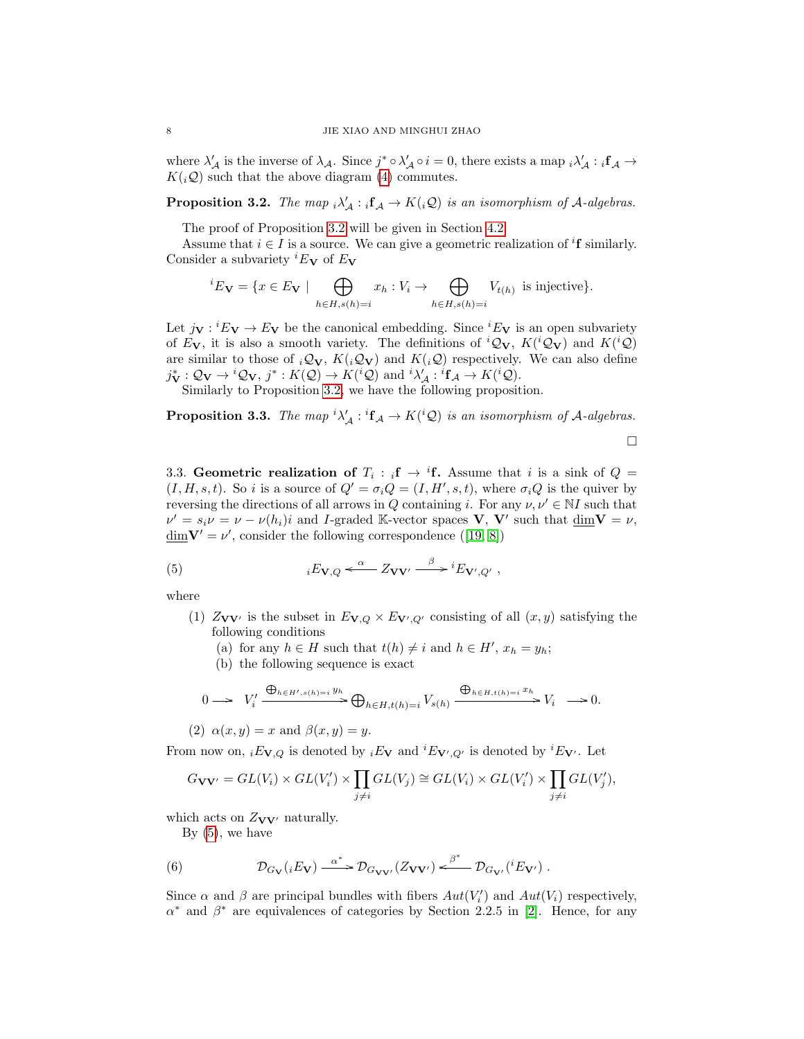where $\lambda'_{\mathcal{A}}$ is the inverse of $\lambda_{\mathcal{A}}$. Since $j^* \circ \lambda'_{\mathcal{A}} \circ i = 0$, there exists a map ${}_i\lambda'_{\mathcal{A}} : {}_i\mathbf{f}_{\mathcal{A}} \to K({}_i\mathcal{Q})$ such that the above diagram (4) commutes.

**Proposition 3.2.** *The map ${}_i\lambda'_{\mathcal{A}} : {}_i\mathbf{f}_{\mathcal{A}} \to K({}_i\mathcal{Q})$ is an isomorphism of $\mathcal{A}$-algebras.*

The proof of Proposition 3.2 will be given in Section 4.2.

Assume that $i \in I$ is a source. We can give a geometric realization of ${}^i\mathbf{f}$ similarly. Consider a subvariety ${}^iE_{\mathbf{V}}$ of $E_{\mathbf{V}}$

$$
{}^iE_{\mathbf{V}} = \{x \in E_{\mathbf{V}} \mid \bigoplus_{h \in H, s(h)=i} x_h : V_i \to \bigoplus_{h \in H, s(h)=i} V_{t(h)} \text{ is injective}\}.
$$

Let $j_{\mathbf{V}} : {}^iE_{\mathbf{V}} \to E_{\mathbf{V}}$ be the canonical embedding. Since ${}^iE_{\mathbf{V}}$ is an open subvariety of $E_{\mathbf{V}}$, it is also a smooth variety. The definitions of ${}^i\mathcal{Q}_{\mathbf{V}}$, $K({}^i\mathcal{Q}_{\mathbf{V}})$ and $K({}^i\mathcal{Q})$ are similar to those of ${}_i\mathcal{Q}_{\mathbf{V}}$, $K({}_i\mathcal{Q}_{\mathbf{V}})$ and $K({}_i\mathcal{Q})$ respectively. We can also define $j^*_{\mathbf{V}} : \mathcal{Q}_{\mathbf{V}} \to {}^i\mathcal{Q}_{\mathbf{V}}$, $j^* : K(\mathcal{Q}) \to K({}^i\mathcal{Q})$ and ${}^i\lambda'_{\mathcal{A}} : {}^i\mathbf{f}_{\mathcal{A}} \to K({}^i\mathcal{Q})$.

Similarly to Proposition 3.2, we have the following proposition.

**Proposition 3.3.** *The map ${}^i\lambda'_{\mathcal{A}} : {}^i\mathbf{f}_{\mathcal{A}} \to K({}^i\mathcal{Q})$ is an isomorphism of $\mathcal{A}$-algebras.*

□

3.3. **Geometric realization of $T_i : {}_i\mathbf{f} \to {}^i\mathbf{f}$.** Assume that $i$ is a sink of $Q = (I, H, s, t)$. So $i$ is a source of $Q' = \sigma_i Q = (I, H', s, t)$, where $\sigma_i Q$ is the quiver by reversing the directions of all arrows in $Q$ containing $i$. For any $\nu, \nu' \in \mathbb{N}I$ such that $\nu' = s_i\nu = \nu - \nu(h_i)i$ and $I$-graded $\mathbb{K}$-vector spaces $\mathbf{V}$, $\mathbf{V}'$ such that $\underline{\dim}\mathbf{V} = \nu$, $\underline{\dim}\mathbf{V}' = \nu'$, consider the following correspondence ([19, 8])

$$
{}_iE_{\mathbf{V},Q} \xleftarrow{\alpha} Z_{\mathbf{V}\mathbf{V}'} \xrightarrow{\beta} {}^iE_{\mathbf{V}',Q'}\ , \tag{5}
$$

where

1. $Z_{\mathbf{V}\mathbf{V}'}$ is the subset in $E_{\mathbf{V},Q} \times E_{\mathbf{V}',Q'}$ consisting of all $(x, y)$ satisfying the following conditions
   - (a) for any $h \in H$ such that $t(h) \neq i$ and $h \in H'$, $x_h = y_h$;
   - (b) the following sequence is exact

$$
0 \longrightarrow V'_i \xrightarrow{\bigoplus_{h \in H', s(h)=i} y_h} \bigoplus_{h \in H, t(h)=i} V_{s(h)} \xrightarrow{\bigoplus_{h \in H, t(h)=i} x_h} V_i \longrightarrow 0.
$$

2. $\alpha(x, y) = x$ and $\beta(x, y) = y$.

From now on, ${}_iE_{\mathbf{V},Q}$ is denoted by ${}_iE_{\mathbf{V}}$ and ${}^iE_{\mathbf{V}',Q'}$ is denoted by ${}^iE_{\mathbf{V}'}$. Let

$$
G_{\mathbf{V}\mathbf{V}'} = GL(V_i) \times GL(V'_i) \times \prod_{j \neq i} GL(V_j) \cong GL(V_i) \times GL(V'_i) \times \prod_{j \neq i} GL(V'_j),
$$

which acts on $Z_{\mathbf{V}\mathbf{V}'}$ naturally.

By (5), we have

$$
\mathcal{D}_{G_{\mathbf{V}}}({}_iE_{\mathbf{V}}) \xrightarrow{\alpha^*} \mathcal{D}_{G_{\mathbf{V}\mathbf{V}'}}(Z_{\mathbf{V}\mathbf{V}'}) \xleftarrow{\beta^*} \mathcal{D}_{G_{\mathbf{V}'}}({}^iE_{\mathbf{V}'})\ . \tag{6}
$$

Since $\alpha$ and $\beta$ are principal bundles with fibers $Aut(V'_i)$ and $Aut(V_i)$ respectively, $\alpha^*$ and $\beta^*$ are equivalences of categories by Section 2.2.5 in [2]. Hence, for any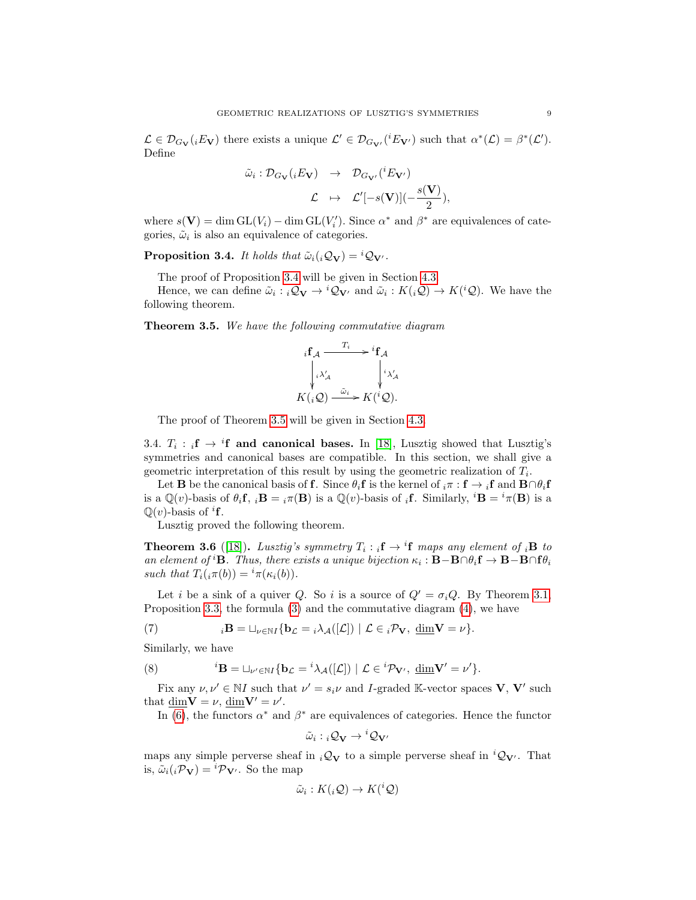$\mathcal{L} \in \mathcal{D}_{G_{\mathbf{V}}}({}_iE_{\mathbf{V}})$ there exists a unique $\mathcal{L}' \in \mathcal{D}_{G_{\mathbf{V}'}}({}^iE_{\mathbf{V}'})$ such that $\alpha^*(\mathcal{L}) = \beta^*(\mathcal{L}')$. Define

$$\begin{aligned} \tilde{\omega}_i : \mathcal{D}_{G_{\mathbf{V}}}({}_iE_{\mathbf{V}}) &\rightarrow \mathcal{D}_{G_{\mathbf{V}'}}({}^iE_{\mathbf{V}'}) \\ \mathcal{L} &\mapsto \mathcal{L}'[-s(\mathbf{V})](-\frac{s(\mathbf{V})}{2}), \end{aligned}$$

where $s(\mathbf{V}) = \dim \mathrm{GL}(V_i) - \dim \mathrm{GL}(V_i')$. Since $\alpha^*$ and $\beta^*$ are equivalences of categories, $\tilde{\omega}_i$ is also an equivalence of categories.

**Proposition 3.4.** *It holds that $\tilde{\omega}_i({}_i\mathcal{Q}_{\mathbf{V}}) = {}^i\mathcal{Q}_{\mathbf{V}'}$.*

The proof of Proposition 3.4 will be given in Section 4.3.

Hence, we can define $\tilde{\omega}_i : {}_i\mathcal{Q}_{\mathbf{V}} \rightarrow {}^i\mathcal{Q}_{\mathbf{V}'}$ and $\tilde{\omega}_i : K({}_i\mathcal{Q}) \rightarrow K({}^i\mathcal{Q})$. We have the following theorem.

**Theorem 3.5.** *We have the following commutative diagram*

$$\begin{array}{ccc} {}_i\mathbf{f}_{\mathcal{A}} & \xrightarrow{T_i} & {}^i\mathbf{f}_{\mathcal{A}} \\ \downarrow {}_i\lambda'_{\mathcal{A}} & & \downarrow {}^i\lambda'_{\mathcal{A}} \\ K({}_i\mathcal{Q}) & \xrightarrow{\tilde{\omega}_i} & K({}^i\mathcal{Q}). \end{array}$$

The proof of Theorem 3.5 will be given in Section 4.3.

3.4. **$T_i : {}_i\mathbf{f} \rightarrow {}^i\mathbf{f}$ and canonical bases.** In [18], Lusztig showed that Lusztig's symmetries and canonical bases are compatible. In this section, we shall give a geometric interpretation of this result by using the geometric realization of $T_i$.

Let $\mathbf{B}$ be the canonical basis of $\mathbf{f}$. Since $\theta_i\mathbf{f}$ is the kernel of ${}_i\pi : \mathbf{f} \rightarrow {}_i\mathbf{f}$ and $\mathbf{B} \cap \theta_i\mathbf{f}$ is a $\mathbb{Q}(v)$-basis of $\theta_i\mathbf{f}$, ${}_i\mathbf{B} = {}_i\pi(\mathbf{B})$ is a $\mathbb{Q}(v)$-basis of ${}_i\mathbf{f}$. Similarly, ${}^i\mathbf{B} = {}^i\pi(\mathbf{B})$ is a $\mathbb{Q}(v)$-basis of ${}^i\mathbf{f}$.

Lusztig proved the following theorem.

**Theorem 3.6** ([18]). *Lusztig's symmetry $T_i : {}_i\mathbf{f} \rightarrow {}^i\mathbf{f}$ maps any element of ${}_i\mathbf{B}$ to an element of ${}^i\mathbf{B}$. Thus, there exists a unique bijection $\kappa_i : \mathbf{B} - \mathbf{B} \cap \theta_i\mathbf{f} \rightarrow \mathbf{B} - \mathbf{B} \cap \mathbf{f}\theta_i$ such that $T_i({}_i\pi(b)) = {}^i\pi(\kappa_i(b))$.*

Let $i$ be a sink of a quiver $Q$. So $i$ is a source of $Q' = \sigma_iQ$. By Theorem 3.1, Proposition 3.3, the formula (3) and the commutative diagram (4), we have

$$(7) \qquad {}_i\mathbf{B} = \sqcup_{\nu \in \mathbb{N}I}\{\mathbf{b}_{\mathcal{L}} = {}_i\lambda_{\mathcal{A}}([\mathcal{L}]) \mid \mathcal{L} \in {}_i\mathcal{P}_{\mathbf{V}},\ \underline{\dim}\mathbf{V} = \nu\}.$$

Similarly, we have

$$(8) \qquad {}^i\mathbf{B} = \sqcup_{\nu' \in \mathbb{N}I}\{\mathbf{b}_{\mathcal{L}} = {}^i\lambda_{\mathcal{A}}([\mathcal{L}]) \mid \mathcal{L} \in {}^i\mathcal{P}_{\mathbf{V}'},\ \underline{\dim}\mathbf{V}' = \nu'\}.$$

Fix any $\nu, \nu' \in \mathbb{N}I$ such that $\nu' = s_i\nu$ and $I$-graded $\mathbb{K}$-vector spaces $\mathbf{V}$, $\mathbf{V}'$ such that $\underline{\dim}\mathbf{V} = \nu$, $\underline{\dim}\mathbf{V}' = \nu'$.

In (6), the functors $\alpha^*$ and $\beta^*$ are equivalences of categories. Hence the functor

$$\tilde{\omega}_i : {}_i\mathcal{Q}_{\mathbf{V}} \rightarrow {}^i\mathcal{Q}_{\mathbf{V}'}$$

maps any simple perverse sheaf in ${}_i\mathcal{Q}_{\mathbf{V}}$ to a simple perverse sheaf in ${}^i\mathcal{Q}_{\mathbf{V}'}$. That is, $\tilde{\omega}_i({}_i\mathcal{P}_{\mathbf{V}}) = {}^i\mathcal{P}_{\mathbf{V}'}$. So the map

$$\tilde{\omega}_i : K({}_i\mathcal{Q}) \rightarrow K({}^i\mathcal{Q})$$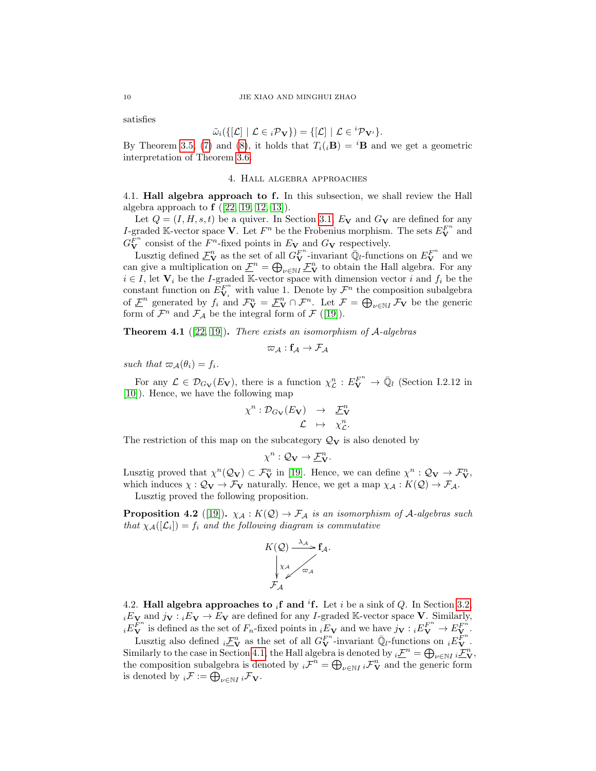satisfies

$$\tilde{\omega}_i(\{[\mathcal{L}] \mid \mathcal{L} \in {}_i\mathcal{P}_{\mathbf{V}}\}) = \{[\mathcal{L}] \mid \mathcal{L} \in {}^i\mathcal{P}_{\mathbf{V}'}\}.$$

By Theorem 3.5, (7) and (8), it holds that $T_i({}_i\mathbf{B}) = {}^i\mathbf{B}$ and we get a geometric interpretation of Theorem 3.6.

## 4. Hall algebra approaches

**4.1. Hall algebra approach to f.** In this subsection, we shall review the Hall algebra approach to $\mathbf{f}$ ([22, 19, 12, 13]).

Let $Q = (I, H, s, t)$ be a quiver. In Section 3.1, $E_{\mathbf{V}}$ and $G_{\mathbf{V}}$ are defined for any $I$-graded $\mathbb{K}$-vector space $\mathbf{V}$. Let $F^n$ be the Frobenius morphism. The sets $E_{\mathbf{V}}^{F^n}$ and $G_{\mathbf{V}}^{F^n}$ consist of the $F^n$-fixed points in $E_{\mathbf{V}}$ and $G_{\mathbf{V}}$ respectively.

Lusztig defined $\underline{\mathcal{F}}_{\mathbf{V}}^n$ as the set of all $G_{\mathbf{V}}^{F^n}$-invariant $\bar{\mathbb{Q}}_l$-functions on $E_{\mathbf{V}}^{F^n}$ and we can give a multiplication on $\underline{\mathcal{F}}^n = \bigoplus_{\nu\in\mathbb{N}I} \underline{\mathcal{F}}_{\mathbf{V}}^n$ to obtain the Hall algebra. For any $i \in I$, let $\mathbf{V}_i$ be the $I$-graded $\mathbb{K}$-vector space with dimension vector $i$ and $f_i$ be the constant function on $E_{\mathbf{V}_i}^{F^n}$ with value 1. Denote by $\mathcal{F}^n$ the composition subalgebra of $\underline{\mathcal{F}}^n$ generated by $f_i$ and $\mathcal{F}_{\mathbf{V}}^n = \underline{\mathcal{F}}_{\mathbf{V}}^n \cap \mathcal{F}^n$. Let $\mathcal{F} = \bigoplus_{\nu\in\mathbb{N}I} \mathcal{F}_{\mathbf{V}}$ be the generic form of $\mathcal{F}^n$ and $\mathcal{F}_{\mathcal{A}}$ be the integral form of $\mathcal{F}$ ([19]).

**Theorem 4.1** ([22, 19]). *There exists an isomorphism of $\mathcal{A}$-algebras*

$$\varpi_{\mathcal{A}} : \mathbf{f}_{\mathcal{A}} \to \mathcal{F}_{\mathcal{A}}$$

*such that $\varpi_{\mathcal{A}}(\theta_i) = f_i$.*

For any $\mathcal{L} \in \mathcal{D}_{G_{\mathbf{V}}}(E_{\mathbf{V}})$, there is a function $\chi_{\mathcal{L}}^n : E_{\mathbf{V}}^{F^n} \to \bar{\mathbb{Q}}_l$ (Section I.2.12 in [10]). Hence, we have the following map

$$\begin{array}{rcl}\chi^n : \mathcal{D}_{G_{\mathbf{V}}}(E_{\mathbf{V}}) & \to & \underline{\mathcal{F}}_{\mathbf{V}}^n \\ \mathcal{L} & \mapsto & \chi_{\mathcal{L}}^n.\end{array}$$

The restriction of this map on the subcategory $\mathcal{Q}_{\mathbf{V}}$ is also denoted by

$$\chi^n : \mathcal{Q}_{\mathbf{V}} \to \underline{\mathcal{F}}_{\mathbf{V}}^n.$$

Lusztig proved that $\chi^n(\mathcal{Q}_{\mathbf{V}}) \subset \mathcal{F}_{\mathbf{V}}^n$ in [19]. Hence, we can define $\chi^n : \mathcal{Q}_{\mathbf{V}} \to \mathcal{F}_{\mathbf{V}}^n$, which induces $\chi : \mathcal{Q}_{\mathbf{V}} \to \mathcal{F}_{\mathbf{V}}$ naturally. Hence, we get a map $\chi_{\mathcal{A}} : K(\mathcal{Q}) \to \mathcal{F}_{\mathcal{A}}$.

Lusztig proved the following proposition.

**Proposition 4.2** ([19]). *$\chi_{\mathcal{A}} : K(\mathcal{Q}) \to \mathcal{F}_{\mathcal{A}}$ is an isomorphism of $\mathcal{A}$-algebras such that $\chi_{\mathcal{A}}([\mathcal{L}_i]) = f_i$ and the following diagram is commutative*

$$\begin{array}{ccc} K(\mathcal{Q}) & \xrightarrow{\lambda_{\mathcal{A}}} & \mathbf{f}_{\mathcal{A}}. \\ \downarrow{\scriptstyle \chi_{\mathcal{A}}} & \swarrow{\scriptstyle \varpi_{\mathcal{A}}} & \\ \mathcal{F}_{\mathcal{A}} & & \end{array}$$

**4.2. Hall algebra approaches to ${}_i\mathbf{f}$ and ${}^i\mathbf{f}$.** Let $i$ be a sink of $Q$. In Section 3.2, ${}_iE_{\mathbf{V}}$ and $j_{\mathbf{V}} : {}_iE_{\mathbf{V}} \to E_{\mathbf{V}}$ are defined for any $I$-graded $\mathbb{K}$-vector space $\mathbf{V}$. Similarly, ${}_iE_{\mathbf{V}}^{F^n}$ is defined as the set of $F_n$-fixed points in ${}_iE_{\mathbf{V}}$ and we have $j_{\mathbf{V}} : {}_iE_{\mathbf{V}}^{F^n} \to E_{\mathbf{V}}^{F^n}$.

Lusztig also defined ${}_i\underline{\mathcal{F}}_{\mathbf{V}}^n$ as the set of all $G_{\mathbf{V}}^{F^n}$-invariant $\bar{\mathbb{Q}}_l$-functions on ${}_iE_{\mathbf{V}}^{F^n}$. Similarly to the case in Section 4.1, the Hall algebra is denoted by ${}_i\underline{\mathcal{F}}^n = \bigoplus_{\nu\in\mathbb{N}I} {}_i\underline{\mathcal{F}}_{\mathbf{V}}^n$, the composition subalgebra is denoted by ${}_i\mathcal{F}^n = \bigoplus_{\nu\in\mathbb{N}I} {}_i\mathcal{F}_{\mathbf{V}}^n$ and the generic form is denoted by ${}_i\mathcal{F} := \bigoplus_{\nu\in\mathbb{N}I} {}_i\mathcal{F}_{\mathbf{V}}$.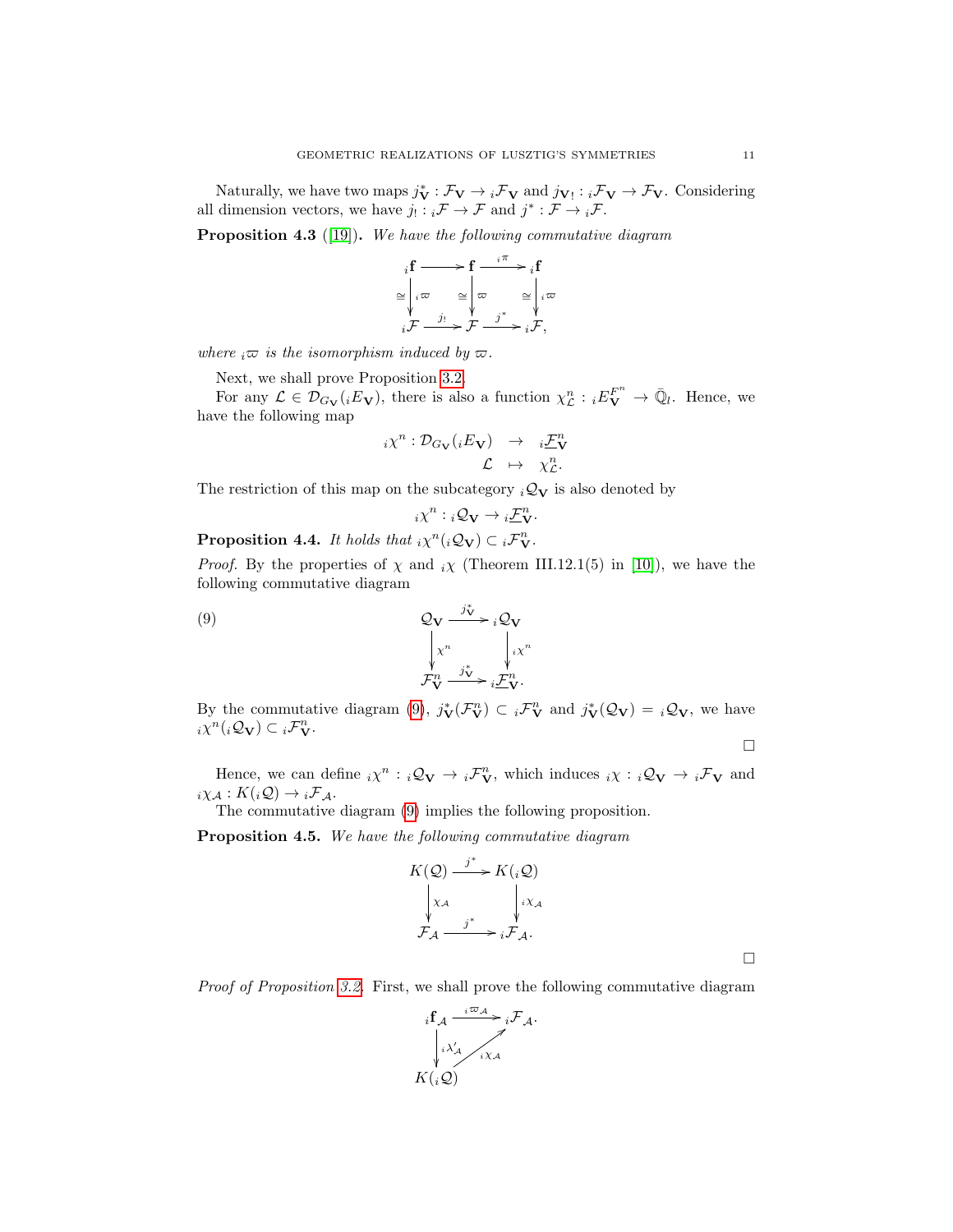Naturally, we have two maps $j^*_{\mathbf{V}} : \mathcal{F}_{\mathbf{V}} \to {}_i\mathcal{F}_{\mathbf{V}}$ and $j_{\mathbf{V}!} : {}_i\mathcal{F}_{\mathbf{V}} \to \mathcal{F}_{\mathbf{V}}$. Considering all dimension vectors, we have $j_! : {}_i\mathcal{F} \to \mathcal{F}$ and $j^* : \mathcal{F} \to {}_i\mathcal{F}$.

**Proposition 4.3** ([19]). *We have the following commutative diagram*

$$\begin{array}{ccccc}
{}_i\mathbf{f} & \longrightarrow & \mathbf{f} & \xrightarrow{{}_i\pi} & {}_i\mathbf{f} \\
\cong\downarrow {}_i\varpi & & \cong\downarrow \varpi & & \cong\downarrow {}_i\varpi \\
{}_i\mathcal{F} & \xrightarrow{j_!} & \mathcal{F} & \xrightarrow{j^*} & {}_i\mathcal{F},
\end{array}$$

*where ${}_i\varpi$ is the isomorphism induced by $\varpi$.*

Next, we shall prove Proposition 3.2.

For any $\mathcal{L} \in \mathcal{D}_{G_{\mathbf{V}}}({}_iE_{\mathbf{V}})$, there is also a function $\chi^n_{\mathcal{L}} : {}_iE^{F^n}_{\mathbf{V}} \to \bar{\mathbb{Q}}_l$. Hence, we have the following map

$$\begin{array}{rcl}
{}_i\chi^n : \mathcal{D}_{G_{\mathbf{V}}}({}_iE_{\mathbf{V}}) & \to & {}_i\underline{\mathcal{F}}^n_{\mathbf{V}} \\
\mathcal{L} & \mapsto & \chi^n_{\mathcal{L}}.
\end{array}$$

The restriction of this map on the subcategory ${}_i\mathcal{Q}_{\mathbf{V}}$ is also denoted by

$${}_i\chi^n : {}_i\mathcal{Q}_{\mathbf{V}} \to {}_i\underline{\mathcal{F}}^n_{\mathbf{V}}.$$

**Proposition 4.4.** *It holds that ${}_i\chi^n({}_i\mathcal{Q}_{\mathbf{V}}) \subset {}_i\mathcal{F}^n_{\mathbf{V}}$.*

*Proof.* By the properties of $\chi$ and ${}_i\chi$ (Theorem III.12.1(5) in [10]), we have the following commutative diagram

$$\begin{array}{ccc}
\mathcal{Q}_{\mathbf{V}} & \xrightarrow{j^*_{\mathbf{V}}} & {}_i\mathcal{Q}_{\mathbf{V}} \\
\downarrow \chi^n & & \downarrow {}_i\chi^n \\
\mathcal{F}^n_{\mathbf{V}} & \xrightarrow{j^*_{\mathbf{V}}} & {}_i\underline{\mathcal{F}}^n_{\mathbf{V}}.
\end{array} \tag{9}$$

By the commutative diagram (9), $j^*_{\mathbf{V}}(\mathcal{F}^n_{\mathbf{V}}) \subset {}_i\mathcal{F}^n_{\mathbf{V}}$ and $j^*_{\mathbf{V}}(\mathcal{Q}_{\mathbf{V}}) = {}_i\mathcal{Q}_{\mathbf{V}}$, we have ${}_i\chi^n({}_i\mathcal{Q}_{\mathbf{V}}) \subset {}_i\mathcal{F}^n_{\mathbf{V}}$.

□

Hence, we can define ${}_i\chi^n : {}_i\mathcal{Q}_{\mathbf{V}} \to {}_i\mathcal{F}^n_{\mathbf{V}}$, which induces ${}_i\chi : {}_i\mathcal{Q}_{\mathbf{V}} \to {}_i\mathcal{F}_{\mathbf{V}}$ and ${}_i\chi_{\mathcal{A}} : K({}_i\mathcal{Q}) \to {}_i\mathcal{F}_{\mathcal{A}}$.

The commutative diagram (9) implies the following proposition.

**Proposition 4.5.** *We have the following commutative diagram*

$$\begin{array}{ccc}
K(\mathcal{Q}) & \xrightarrow{j^*} & K({}_i\mathcal{Q}) \\
\downarrow \chi_{\mathcal{A}} & & \downarrow {}_i\chi_{\mathcal{A}} \\
\mathcal{F}_{\mathcal{A}} & \xrightarrow{j^*} & {}_i\mathcal{F}_{\mathcal{A}}.
\end{array}$$

□

*Proof of Proposition 3.2.* First, we shall prove the following commutative diagram

$$\begin{array}{ccc}
{}_i\mathbf{f}_{\mathcal{A}} & \xrightarrow{{}_i\varpi_{\mathcal{A}}} & {}_i\mathcal{F}_{\mathcal{A}}. \\
\downarrow {}_i\lambda'_{\mathcal{A}} & \nearrow {}_i\chi_{\mathcal{A}} & \\
K({}_i\mathcal{Q}) & &
\end{array}$$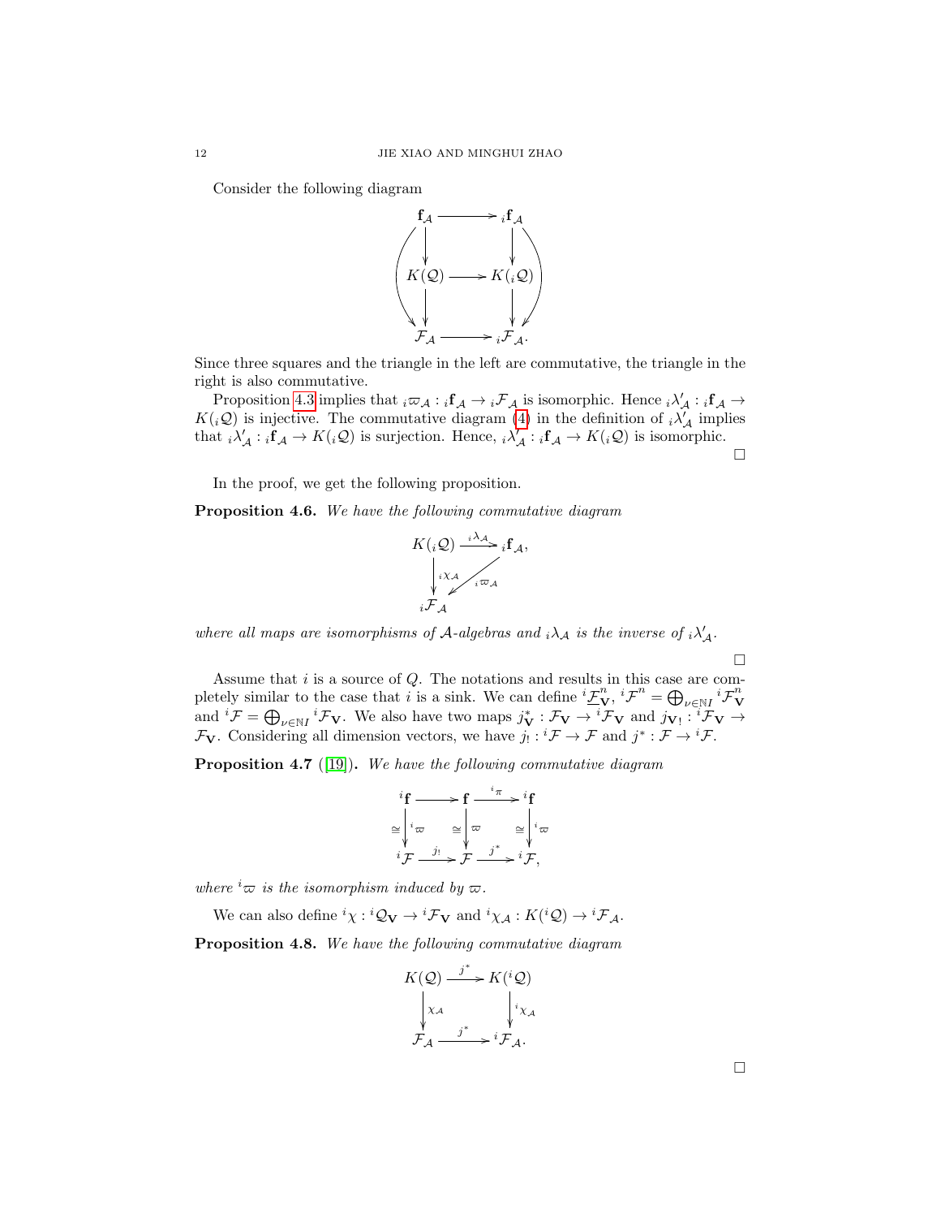Consider the following diagram

$$
\begin{array}{ccc}
\mathbf{f}_{\mathcal{A}} & \longrightarrow & {}_i\mathbf{f}_{\mathcal{A}} \\
\downarrow & & \downarrow \\
K(\mathcal{Q}) & \longrightarrow & K({}_i\mathcal{Q}) \\
\downarrow & & \downarrow \\
\mathcal{F}_{\mathcal{A}} & \longrightarrow & {}_i\mathcal{F}_{\mathcal{A}}.
\end{array}
$$

Since three squares and the triangle in the left are commutative, the triangle in the right is also commutative.

Proposition 4.3 implies that ${}_i\varpi_{\mathcal{A}} : {}_i\mathbf{f}_{\mathcal{A}} \to {}_i\mathcal{F}_{\mathcal{A}}$ is isomorphic. Hence ${}_i\lambda'_{\mathcal{A}} : {}_i\mathbf{f}_{\mathcal{A}} \to K({}_i\mathcal{Q})$ is injective. The commutative diagram (4) in the definition of ${}_i\lambda'_{\mathcal{A}}$ implies that ${}_i\lambda'_{\mathcal{A}} : {}_i\mathbf{f}_{\mathcal{A}} \to K({}_i\mathcal{Q})$ is surjection. Hence, ${}_i\lambda'_{\mathcal{A}} : {}_i\mathbf{f}_{\mathcal{A}} \to K({}_i\mathcal{Q})$ is isomorphic.

□

In the proof, we get the following proposition.

**Proposition 4.6.** *We have the following commutative diagram*

$$
\begin{array}{ccc}
K({}_i\mathcal{Q}) & \xrightarrow{{}_i\lambda_{\mathcal{A}}} & {}_i\mathbf{f}_{\mathcal{A}}, \\
\downarrow {}_i\chi_{\mathcal{A}} & \swarrow {}_i\varpi_{\mathcal{A}} & \\
{}_i\mathcal{F}_{\mathcal{A}} & &
\end{array}
$$

*where all maps are isomorphisms of $\mathcal{A}$-algebras and ${}_i\lambda_{\mathcal{A}}$ is the inverse of ${}_i\lambda'_{\mathcal{A}}$.*

□

Assume that $i$ is a source of $Q$. The notations and results in this case are completely similar to the case that $i$ is a sink. We can define ${}^i\underline{\mathcal{F}}^n_{\mathbf{V}}$, ${}^i\mathcal{F}^n = \bigoplus_{\nu\in\mathbb{N}I} {}^i\mathcal{F}^n_{\mathbf{V}}$ and ${}^i\mathcal{F} = \bigoplus_{\nu\in\mathbb{N}I} {}^i\mathcal{F}_{\mathbf{V}}$. We also have two maps $j^*_{\mathbf{V}} : \mathcal{F}_{\mathbf{V}} \to {}^i\mathcal{F}_{\mathbf{V}}$ and $j_{\mathbf{V}!} : {}^i\mathcal{F}_{\mathbf{V}} \to \mathcal{F}_{\mathbf{V}}$. Considering all dimension vectors, we have $j_! : {}^i\mathcal{F} \to \mathcal{F}$ and $j^* : \mathcal{F} \to {}^i\mathcal{F}$.

**Proposition 4.7** ([19])**.** *We have the following commutative diagram*

$$
\begin{array}{ccccc}
{}^i\mathbf{f} & \longrightarrow & \mathbf{f} & \xrightarrow{{}^i\pi} & {}^i\mathbf{f} \\
\cong\downarrow {}^i\varpi & & \cong\downarrow \varpi & & \cong\downarrow {}^i\varpi \\
{}^i\mathcal{F} & \xrightarrow{j_!} & \mathcal{F} & \xrightarrow{j^*} & {}^i\mathcal{F},
\end{array}
$$

*where ${}^i\varpi$ is the isomorphism induced by $\varpi$.*

We can also define ${}^i\chi : {}^i\mathcal{Q}_{\mathbf{V}} \to {}^i\mathcal{F}_{\mathbf{V}}$ and ${}^i\chi_{\mathcal{A}} : K({}^i\mathcal{Q}) \to {}^i\mathcal{F}_{\mathcal{A}}$.

**Proposition 4.8.** *We have the following commutative diagram*

$$
\begin{array}{ccc}
K(\mathcal{Q}) & \xrightarrow{j^*} & K({}^i\mathcal{Q}) \\
\downarrow \chi_{\mathcal{A}} & & \downarrow {}^i\chi_{\mathcal{A}} \\
\mathcal{F}_{\mathcal{A}} & \xrightarrow{j^*} & {}^i\mathcal{F}_{\mathcal{A}}.
\end{array}
$$

□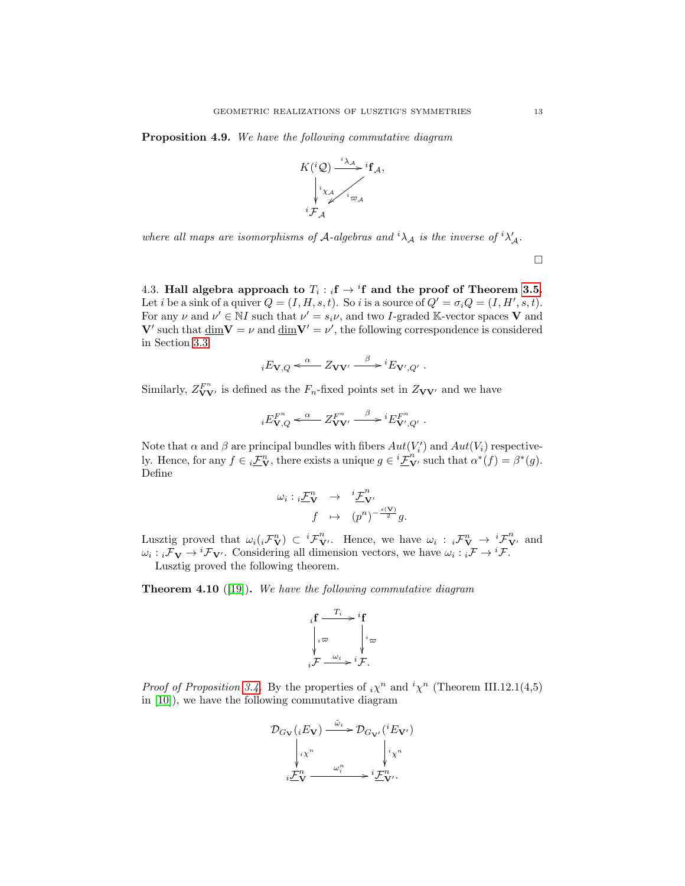**Proposition 4.9.** *We have the following commutative diagram*

$$\begin{array}{ccc} K({}^i\mathcal{Q}) & \xrightarrow{{}^i\lambda_{\mathcal{A}}} & {}^i\mathbf{f}_{\mathcal{A}}, \\ \big\downarrow {}^i\chi_{\mathcal{A}} & \swarrow {}^i\varpi_{\mathcal{A}} & \\ {}^i\mathcal{F}_{\mathcal{A}} & & \end{array}$$

*where all maps are isomorphisms of $\mathcal{A}$-algebras and ${}^i\lambda_{\mathcal{A}}$ is the inverse of ${}^i\lambda'_{\mathcal{A}}$.*

□

### 4.3. Hall algebra approach to $T_i : {}_i\mathbf{f} \to {}^i\mathbf{f}$ and the proof of Theorem 3.5.

Let $i$ be a sink of a quiver $Q = (I, H, s, t)$. So $i$ is a source of $Q' = \sigma_i Q = (I, H', s, t)$. For any $\nu$ and $\nu' \in \mathbb{N}I$ such that $\nu' = s_i\nu$, and two $I$-graded $\mathbb{K}$-vector spaces $\mathbf{V}$ and $\mathbf{V}'$ such that $\underline{\dim}\mathbf{V} = \nu$ and $\underline{\dim}\mathbf{V}' = \nu'$, the following correspondence is considered in Section 3.3

$${}_iE_{\mathbf{V},Q} \xleftarrow{\alpha} Z_{\mathbf{V}\mathbf{V}'} \xrightarrow{\beta} {}^iE_{\mathbf{V}',Q'}\ .$$

Similarly, $Z^{F^n}_{\mathbf{V}\mathbf{V}'}$ is defined as the $F_n$-fixed points set in $Z_{\mathbf{V}\mathbf{V}'}$ and we have

$${}_iE^{F^n}_{\mathbf{V},Q} \xleftarrow{\alpha} Z^{F^n}_{\mathbf{V}\mathbf{V}'} \xrightarrow{\beta} {}^iE^{F^n}_{\mathbf{V}',Q'}\ .$$

Note that $\alpha$ and $\beta$ are principal bundles with fibers $Aut(V'_i)$ and $Aut(V_i)$ respectively. Hence, for any $f \in {}_i\underline{\mathcal{F}}^n_{\mathbf{V}}$, there exists a unique $g \in {}^i\underline{\mathcal{F}}^n_{\mathbf{V}'}$ such that $\alpha^*(f) = \beta^*(g)$. Define

$$\begin{aligned} \omega_i : {}_i\underline{\mathcal{F}}^n_{\mathbf{V}} &\to {}^i\underline{\mathcal{F}}^n_{\mathbf{V}'} \\ f &\mapsto (p^n)^{-\frac{s(\mathbf{V})}{2}} g. \end{aligned}$$

Lusztig proved that $\omega_i({}_i\mathcal{F}^n_{\mathbf{V}}) \subset {}^i\mathcal{F}^n_{\mathbf{V}'}$. Hence, we have $\omega_i : {}_i\mathcal{F}^n_{\mathbf{V}} \to {}^i\mathcal{F}^n_{\mathbf{V}'}$ and $\omega_i : {}_i\mathcal{F}_{\mathbf{V}} \to {}^i\mathcal{F}_{\mathbf{V}'}$. Considering all dimension vectors, we have $\omega_i : {}_i\mathcal{F} \to {}^i\mathcal{F}$.

Lusztig proved the following theorem.

**Theorem 4.10** ([19])**.** *We have the following commutative diagram*

$$\begin{array}{ccc} {}_i\mathbf{f} & \xrightarrow{T_i} & {}^i\mathbf{f} \\ \big\downarrow {}_i\varpi & & \big\downarrow {}^i\varpi \\ {}_i\mathcal{F} & \xrightarrow{\omega_i} & {}^i\mathcal{F}. \end{array}$$

*Proof of Proposition 3.4.* By the properties of ${}_i\chi^n$ and ${}^i\chi^n$ (Theorem III.12.1(4,5) in [10]), we have the following commutative diagram

$$\begin{array}{ccc} \mathcal{D}_{G_{\mathbf{V}}}({}_iE_{\mathbf{V}}) & \xrightarrow{\tilde{\omega}_i} & \mathcal{D}_{G_{\mathbf{V}'}}({}^iE_{\mathbf{V}'}) \\ \big\downarrow {}_i\chi^n & & \big\downarrow {}^i\chi^n \\ {}_i\underline{\mathcal{F}}^n_{\mathbf{V}} & \xrightarrow{\omega^n_i} & {}^i\underline{\mathcal{F}}^n_{\mathbf{V}'}. \end{array}$$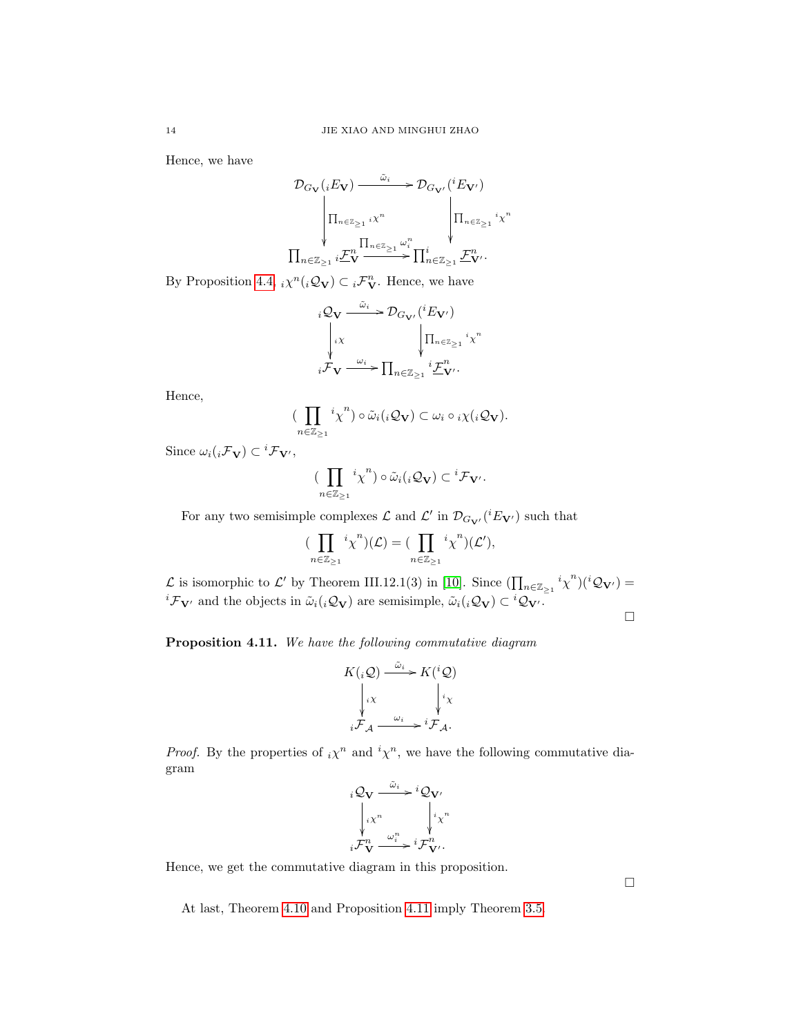Hence, we have

$$\begin{array}{ccc}
\mathcal{D}_{G_{\mathbf{V}}}({}_iE_{\mathbf{V}}) & \xrightarrow{\tilde{\omega}_i} & \mathcal{D}_{G_{\mathbf{V}'}}({}^iE_{\mathbf{V}'}) \\
\Big\downarrow {\scriptstyle \prod_{n\in\mathbb{Z}_{\geq 1}} {}_i\chi^n} & & \Big\downarrow {\scriptstyle \prod_{n\in\mathbb{Z}_{\geq 1}} {}^i\chi^n} \\
\prod_{n\in\mathbb{Z}_{\geq 1}} {}_i\underline{\mathcal{F}}^n_{\mathbf{V}} & \xrightarrow{\prod_{n\in\mathbb{Z}_{\geq 1}} \omega_i^n} & \prod^i_{n\in\mathbb{Z}_{\geq 1}} \underline{\mathcal{F}}^n_{\mathbf{V}'}.
\end{array}$$

By Proposition 4.4, ${}_i\chi^n({}_i\mathcal{Q}_{\mathbf{V}}) \subset {}_i\mathcal{F}^n_{\mathbf{V}}$. Hence, we have

$$\begin{array}{ccc}
{}_i\mathcal{Q}_{\mathbf{V}} & \xrightarrow{\tilde{\omega}_i} & \mathcal{D}_{G_{\mathbf{V}'}}({}^iE_{\mathbf{V}'}) \\
\Big\downarrow {\scriptstyle {}_i\chi} & & \Big\downarrow {\scriptstyle \prod_{n\in\mathbb{Z}_{\geq 1}} {}^i\chi^n} \\
{}_i\mathcal{F}_{\mathbf{V}} & \xrightarrow{\omega_i} & \prod_{n\in\mathbb{Z}_{\geq 1}} {}^i\underline{\mathcal{F}}^n_{\mathbf{V}'}.
\end{array}$$

Hence,

$$(\prod_{n\in\mathbb{Z}_{\geq 1}} {}^i\chi^n) \circ \tilde{\omega}_i({}_i\mathcal{Q}_{\mathbf{V}}) \subset \omega_i \circ {}_i\chi({}_i\mathcal{Q}_{\mathbf{V}}).$$

Since $\omega_i({}_i\mathcal{F}_{\mathbf{V}}) \subset {}^i\mathcal{F}_{\mathbf{V}'}$,

$$(\prod_{n\in\mathbb{Z}_{\geq 1}} {}^i\chi^n) \circ \tilde{\omega}_i({}_i\mathcal{Q}_{\mathbf{V}}) \subset {}^i\mathcal{F}_{\mathbf{V}'}.$$

For any two semisimple complexes $\mathcal{L}$ and $\mathcal{L}'$ in $\mathcal{D}_{G_{\mathbf{V}'}}({}^iE_{\mathbf{V}'})$ such that

$$(\prod_{n\in\mathbb{Z}_{\geq 1}} {}^i\chi^n)(\mathcal{L}) = (\prod_{n\in\mathbb{Z}_{\geq 1}} {}^i\chi^n)(\mathcal{L}'),$$

$\mathcal{L}$ is isomorphic to $\mathcal{L}'$ by Theorem III.12.1(3) in [10]. Since $(\prod_{n\in\mathbb{Z}_{\geq 1}} {}^i\chi^n)({}^i\mathcal{Q}_{\mathbf{V}'}) = {}^i\mathcal{F}_{\mathbf{V}'}$ and the objects in $\tilde{\omega}_i({}_i\mathcal{Q}_{\mathbf{V}})$ are semisimple, $\tilde{\omega}_i({}_i\mathcal{Q}_{\mathbf{V}}) \subset {}^i\mathcal{Q}_{\mathbf{V}'}$. □

**Proposition 4.11.** *We have the following commutative diagram*

$$\begin{array}{ccc}
K({}_i\mathcal{Q}) & \xrightarrow{\tilde{\omega}_i} & K({}^i\mathcal{Q}) \\
\Big\downarrow {\scriptstyle {}_i\chi} & & \Big\downarrow {\scriptstyle {}^i\chi} \\
{}_i\mathcal{F}_{\mathcal{A}} & \xrightarrow{\omega_i} & {}^i\mathcal{F}_{\mathcal{A}}.
\end{array}$$

*Proof.* By the properties of ${}_i\chi^n$ and ${}^i\chi^n$, we have the following commutative diagram

$$\begin{array}{ccc}
{}_i\mathcal{Q}_{\mathbf{V}} & \xrightarrow{\tilde{\omega}_i} & {}^i\mathcal{Q}_{\mathbf{V}'} \\
\Big\downarrow {\scriptstyle {}_i\chi^n} & & \Big\downarrow {\scriptstyle {}^i\chi^n} \\
{}_i\mathcal{F}^n_{\mathbf{V}} & \xrightarrow{\omega_i^n} & {}^i\mathcal{F}^n_{\mathbf{V}'}.
\end{array}$$

Hence, we get the commutative diagram in this proposition. □

At last, Theorem 4.10 and Proposition 4.11 imply Theorem 3.5.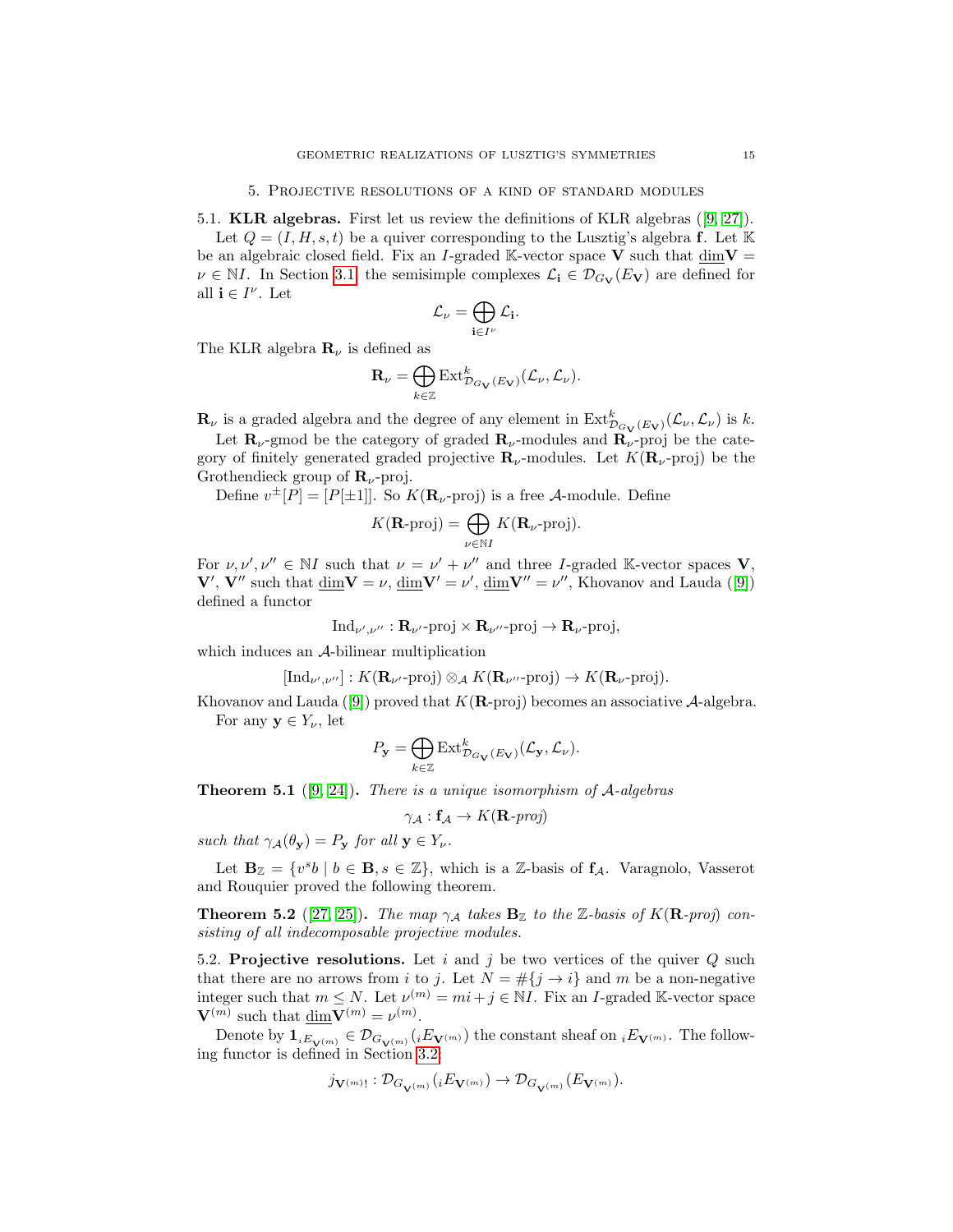## 5. Projective resolutions of a kind of standard modules

5.1. **KLR algebras.** First let us review the definitions of KLR algebras ([9, 27]).

Let $Q = (I, H, s, t)$ be a quiver corresponding to the Lusztig's algebra $\mathbf{f}$. Let $\mathbb{K}$ be an algebraic closed field. Fix an $I$-graded $\mathbb{K}$-vector space $\mathbf{V}$ such that $\underline{\dim}\mathbf{V} = \nu \in \mathbb{N}I$. In Section 3.1 the semisimple complexes $\mathcal{L}_{\mathbf{i}} \in \mathcal{D}_{G_{\mathbf{V}}}(E_{\mathbf{V}})$ are defined for all $\mathbf{i} \in I^{\nu}$. Let

$$\mathcal{L}_{\nu} = \bigoplus_{\mathbf{i} \in I^{\nu}} \mathcal{L}_{\mathbf{i}}.$$

The KLR algebra $\mathbf{R}_{\nu}$ is defined as

$$\mathbf{R}_{\nu} = \bigoplus_{k \in \mathbb{Z}} \mathrm{Ext}^{k}_{\mathcal{D}_{G_{\mathbf{V}}}(E_{\mathbf{V}})}(\mathcal{L}_{\nu}, \mathcal{L}_{\nu}).$$

$\mathbf{R}_{\nu}$ is a graded algebra and the degree of any element in $\mathrm{Ext}^{k}_{\mathcal{D}_{G_{\mathbf{V}}}(E_{\mathbf{V}})}(\mathcal{L}_{\nu}, \mathcal{L}_{\nu})$ is $k$.

Let $\mathbf{R}_{\nu}$-gmod be the category of graded $\mathbf{R}_{\nu}$-modules and $\mathbf{R}_{\nu}$-proj be the category of finitely generated graded projective $\mathbf{R}_{\nu}$-modules. Let $K(\mathbf{R}_{\nu}\text{-proj})$ be the Grothendieck group of $\mathbf{R}_{\nu}$-proj.

Define $v^{\pm}[P] = [P[\pm 1]]$. So $K(\mathbf{R}_{\nu}\text{-proj})$ is a free $\mathcal{A}$-module. Define

$$K(\mathbf{R}\text{-proj}) = \bigoplus_{\nu \in \mathbb{N}I} K(\mathbf{R}_{\nu}\text{-proj}).$$

For $\nu, \nu', \nu'' \in \mathbb{N}I$ such that $\nu = \nu' + \nu''$ and three $I$-graded $\mathbb{K}$-vector spaces $\mathbf{V}$, $\mathbf{V}'$, $\mathbf{V}''$ such that $\underline{\dim}\mathbf{V} = \nu$, $\underline{\dim}\mathbf{V}' = \nu'$, $\underline{\dim}\mathbf{V}'' = \nu''$, Khovanov and Lauda ([9]) defined a functor

$$\mathrm{Ind}_{\nu',\nu''} : \mathbf{R}_{\nu'}\text{-proj} \times \mathbf{R}_{\nu''}\text{-proj} \to \mathbf{R}_{\nu}\text{-proj},$$

which induces an $\mathcal{A}$-bilinear multiplication

$$[\mathrm{Ind}_{\nu',\nu''}] : K(\mathbf{R}_{\nu'}\text{-proj}) \otimes_{\mathcal{A}} K(\mathbf{R}_{\nu''}\text{-proj}) \to K(\mathbf{R}_{\nu}\text{-proj}).$$

Khovanov and Lauda ([9]) proved that $K(\mathbf{R}\text{-proj})$ becomes an associative $\mathcal{A}$-algebra.

For any $\mathbf{y} \in Y_{\nu}$, let

$$P_{\mathbf{y}} = \bigoplus_{k \in \mathbb{Z}} \mathrm{Ext}^{k}_{\mathcal{D}_{G_{\mathbf{V}}}(E_{\mathbf{V}})}(\mathcal{L}_{\mathbf{y}}, \mathcal{L}_{\nu}).$$

**Theorem 5.1** ([9, 24]). *There is a unique isomorphism of $\mathcal{A}$-algebras*

$$\gamma_{\mathcal{A}} : \mathbf{f}_{\mathcal{A}} \to K(\mathbf{R}\text{-}proj)$$

*such that $\gamma_{\mathcal{A}}(\theta_{\mathbf{y}}) = P_{\mathbf{y}}$ for all $\mathbf{y} \in Y_{\nu}$.*

Let $\mathbf{B}_{\mathbb{Z}} = \{v^{s} b \mid b \in \mathbf{B}, s \in \mathbb{Z}\}$, which is a $\mathbb{Z}$-basis of $\mathbf{f}_{\mathcal{A}}$. Varagnolo, Vasserot and Rouquier proved the following theorem.

**Theorem 5.2** ([27, 25]). *The map $\gamma_{\mathcal{A}}$ takes $\mathbf{B}_{\mathbb{Z}}$ to the $\mathbb{Z}$-basis of $K(\mathbf{R}\text{-}proj)$ consisting of all indecomposable projective modules.*

5.2. **Projective resolutions.** Let $i$ and $j$ be two vertices of the quiver $Q$ such that there are no arrows from $i$ to $j$. Let $N = \#\{j \to i\}$ and $m$ be a non-negative integer such that $m \leq N$. Let $\nu^{(m)} = mi + j \in \mathbb{N}I$. Fix an $I$-graded $\mathbb{K}$-vector space $\mathbf{V}^{(m)}$ such that $\underline{\dim}\mathbf{V}^{(m)} = \nu^{(m)}$.

Denote by $\mathbf{1}_{{}_iE_{\mathbf{V}^{(m)}}} \in \mathcal{D}_{G_{\mathbf{V}^{(m)}}}({}_iE_{\mathbf{V}^{(m)}})$ the constant sheaf on ${}_iE_{\mathbf{V}^{(m)}}$. The following functor is defined in Section 3.2:

$$j_{\mathbf{V}^{(m)}!} : \mathcal{D}_{G_{\mathbf{V}^{(m)}}}({}_iE_{\mathbf{V}^{(m)}}) \to \mathcal{D}_{G_{\mathbf{V}^{(m)}}}(E_{\mathbf{V}^{(m)}}).$$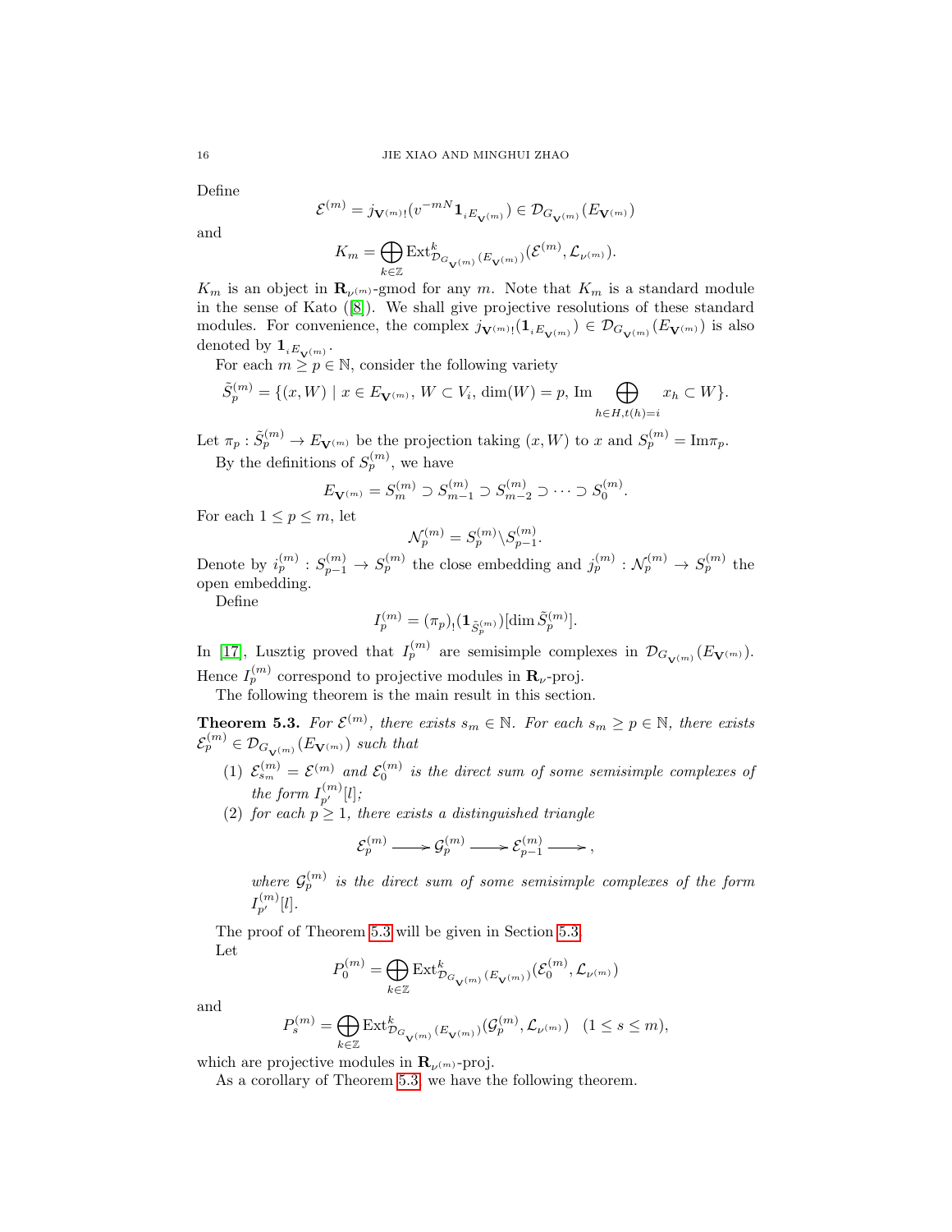Define

$$\mathcal{E}^{(m)} = j_{\mathbf{V}^{(m)}!}(v^{-mN}\mathbf{1}_{{}_iE_{\mathbf{V}^{(m)}}}) \in \mathcal{D}_{G_{\mathbf{V}^{(m)}}}(E_{\mathbf{V}^{(m)}})$$

and

$$K_m = \bigoplus_{k\in\mathbb{Z}} \mathrm{Ext}^k_{\mathcal{D}_{G_{\mathbf{V}^{(m)}}}(E_{\mathbf{V}^{(m)}})}(\mathcal{E}^{(m)}, \mathcal{L}_{\nu^{(m)}}).$$

$K_m$ is an object in $\mathbf{R}_{\nu^{(m)}}$-gmod for any $m$. Note that $K_m$ is a standard module in the sense of Kato ([8]). We shall give projective resolutions of these standard modules. For convenience, the complex $j_{\mathbf{V}^{(m)}!}(\mathbf{1}_{{}_iE_{\mathbf{V}^{(m)}}}) \in \mathcal{D}_{G_{\mathbf{V}^{(m)}}}(E_{\mathbf{V}^{(m)}})$ is also denoted by $\mathbf{1}_{{}_iE_{\mathbf{V}^{(m)}}}$.

For each $m \geq p \in \mathbb{N}$, consider the following variety

$$\tilde{S}^{(m)}_p = \{(x, W) \mid x \in E_{\mathbf{V}^{(m)}},\, W \subset V_i,\, \dim(W) = p,\, \mathrm{Im} \bigoplus_{h\in H, t(h)=i} x_h \subset W\}.$$

Let $\pi_p : \tilde{S}^{(m)}_p \to E_{\mathbf{V}^{(m)}}$ be the projection taking $(x, W)$ to $x$ and $S^{(m)}_p = \mathrm{Im}\pi_p$.

By the definitions of $S^{(m)}_p$, we have

$$E_{\mathbf{V}^{(m)}} = S^{(m)}_m \supset S^{(m)}_{m-1} \supset S^{(m)}_{m-2} \supset \cdots \supset S^{(m)}_0.$$

For each $1 \leq p \leq m$, let

$$\mathcal{N}^{(m)}_p = S^{(m)}_p \backslash S^{(m)}_{p-1}.$$

Denote by $i^{(m)}_p : S^{(m)}_{p-1} \to S^{(m)}_p$ the close embedding and $j^{(m)}_p : \mathcal{N}^{(m)}_p \to S^{(m)}_p$ the open embedding.

Define

$$I^{(m)}_p = (\pi_p)_!(\mathbf{1}_{\tilde{S}^{(m)}_p})[\dim \tilde{S}^{(m)}_p].$$

In [17], Lusztig proved that $I^{(m)}_p$ are semisimple complexes in $\mathcal{D}_{G_{\mathbf{V}^{(m)}}}(E_{\mathbf{V}^{(m)}})$. Hence $I^{(m)}_p$ correspond to projective modules in $\mathbf{R}_\nu$-proj.

The following theorem is the main result in this section.

**Theorem 5.3.** *For $\mathcal{E}^{(m)}$, there exists $s_m \in \mathbb{N}$. For each $s_m \geq p \in \mathbb{N}$, there exists $\mathcal{E}^{(m)}_p \in \mathcal{D}_{G_{\mathbf{V}^{(m)}}}(E_{\mathbf{V}^{(m)}})$ such that*

(1) *$\mathcal{E}^{(m)}_{s_m} = \mathcal{E}^{(m)}$ and $\mathcal{E}^{(m)}_0$ is the direct sum of some semisimple complexes of the form $I^{(m)}_{p'}[l]$;*

(2) *for each $p \geq 1$, there exists a distinguished triangle*

$$\mathcal{E}^{(m)}_p \longrightarrow \mathcal{G}^{(m)}_p \longrightarrow \mathcal{E}^{(m)}_{p-1} \longrightarrow,$$

*where $\mathcal{G}^{(m)}_p$ is the direct sum of some semisimple complexes of the form $I^{(m)}_{p'}[l]$.*

The proof of Theorem 5.3 will be given in Section 5.3.

Let

$$P^{(m)}_0 = \bigoplus_{k\in\mathbb{Z}} \mathrm{Ext}^k_{\mathcal{D}_{G_{\mathbf{V}^{(m)}}}(E_{\mathbf{V}^{(m)}})}(\mathcal{E}^{(m)}_0, \mathcal{L}_{\nu^{(m)}})$$

and

$$P^{(m)}_s = \bigoplus_{k\in\mathbb{Z}} \mathrm{Ext}^k_{\mathcal{D}_{G_{\mathbf{V}^{(m)}}}(E_{\mathbf{V}^{(m)}})}(\mathcal{G}^{(m)}_p, \mathcal{L}_{\nu^{(m)}}) \quad (1 \leq s \leq m),$$

which are projective modules in $\mathbf{R}_{\nu^{(m)}}$-proj.

As a corollary of Theorem 5.3, we have the following theorem.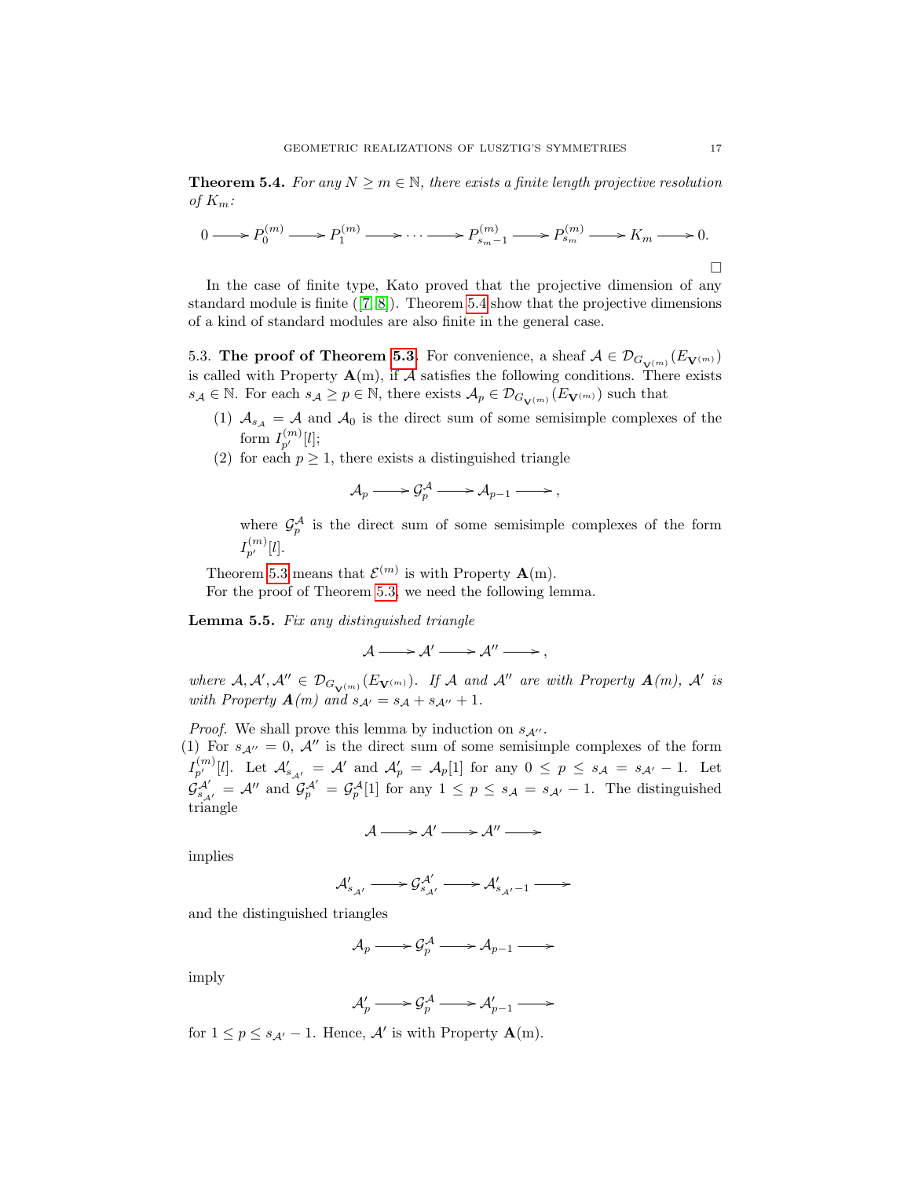**Theorem 5.4.** *For any $N \geq m \in \mathbb{N}$, there exists a finite length projective resolution of $K_m$:*

$$0 \longrightarrow P_0^{(m)} \longrightarrow P_1^{(m)} \longrightarrow \cdots \longrightarrow P_{s_m-1}^{(m)} \longrightarrow P_{s_m}^{(m)} \longrightarrow K_m \longrightarrow 0.$$

□

In the case of finite type, Kato proved that the projective dimension of any standard module is finite ([7, 8]). Theorem 5.4 show that the projective dimensions of a kind of standard modules are also finite in the general case.

5.3. **The proof of Theorem 5.3.** For convenience, a sheaf $\mathcal{A} \in \mathcal{D}_{G_{\mathbf{V}^{(m)}}}(E_{\mathbf{V}^{(m)}})$ is called with Property $\mathbf{A}$(m), if $\mathcal{A}$ satisfies the following conditions. There exists $s_{\mathcal{A}} \in \mathbb{N}$. For each $s_{\mathcal{A}} \geq p \in \mathbb{N}$, there exists $\mathcal{A}_p \in \mathcal{D}_{G_{\mathbf{V}^{(m)}}}(E_{\mathbf{V}^{(m)}})$ such that

1. $\mathcal{A}_{s_{\mathcal{A}}} = \mathcal{A}$ and $\mathcal{A}_0$ is the direct sum of some semisimple complexes of the form $I_{p'}^{(m)}[l]$;
2. for each $p \geq 1$, there exists a distinguished triangle

$$\mathcal{A}_p \longrightarrow \mathcal{G}_p^{\mathcal{A}} \longrightarrow \mathcal{A}_{p-1} \longrightarrow,$$

where $\mathcal{G}_p^{\mathcal{A}}$ is the direct sum of some semisimple complexes of the form $I_{p'}^{(m)}[l]$.

Theorem 5.3 means that $\mathcal{E}^{(m)}$ is with Property $\mathbf{A}$(m).

For the proof of Theorem 5.3, we need the following lemma.

**Lemma 5.5.** *Fix any distinguished triangle*

$$\mathcal{A} \longrightarrow \mathcal{A}' \longrightarrow \mathcal{A}'' \longrightarrow,$$

*where $\mathcal{A}, \mathcal{A}', \mathcal{A}'' \in \mathcal{D}_{G_{\mathbf{V}^{(m)}}}(E_{\mathbf{V}^{(m)}})$. If $\mathcal{A}$ and $\mathcal{A}''$ are with Property $\boldsymbol{A}$(m), $\mathcal{A}'$ is with Property $\boldsymbol{A}$(m) and $s_{\mathcal{A}'} = s_{\mathcal{A}} + s_{\mathcal{A}''} + 1$.*

*Proof.* We shall prove this lemma by induction on $s_{\mathcal{A}''}$.

(1) For $s_{\mathcal{A}''} = 0$, $\mathcal{A}''$ is the direct sum of some semisimple complexes of the form $I_{p'}^{(m)}[l]$. Let $\mathcal{A}'_{s_{\mathcal{A}'}} = \mathcal{A}'$ and $\mathcal{A}'_p = \mathcal{A}_p[1]$ for any $0 \leq p \leq s_{\mathcal{A}} = s_{\mathcal{A}'} - 1$. Let $\mathcal{G}_{s_{\mathcal{A}'}}^{\mathcal{A}'} = \mathcal{A}''$ and $\mathcal{G}_p^{\mathcal{A}'} = \mathcal{G}_p^{\mathcal{A}}[1]$ for any $1 \leq p \leq s_{\mathcal{A}} = s_{\mathcal{A}'} - 1$. The distinguished triangle

$$\mathcal{A} \longrightarrow \mathcal{A}' \longrightarrow \mathcal{A}'' \longrightarrow$$

implies

$$\mathcal{A}'_{s_{\mathcal{A}'}} \longrightarrow \mathcal{G}_{s_{\mathcal{A}'}}^{\mathcal{A}'} \longrightarrow \mathcal{A}'_{s_{\mathcal{A}'}-1} \longrightarrow$$

and the distinguished triangles

$$\mathcal{A}_p \longrightarrow \mathcal{G}_p^{\mathcal{A}} \longrightarrow \mathcal{A}_{p-1} \longrightarrow$$

imply

$$\mathcal{A}'_p \longrightarrow \mathcal{G}_p^{\mathcal{A}} \longrightarrow \mathcal{A}'_{p-1} \longrightarrow$$

for $1 \leq p \leq s_{\mathcal{A}'} - 1$. Hence, $\mathcal{A}'$ is with Property $\mathbf{A}$(m).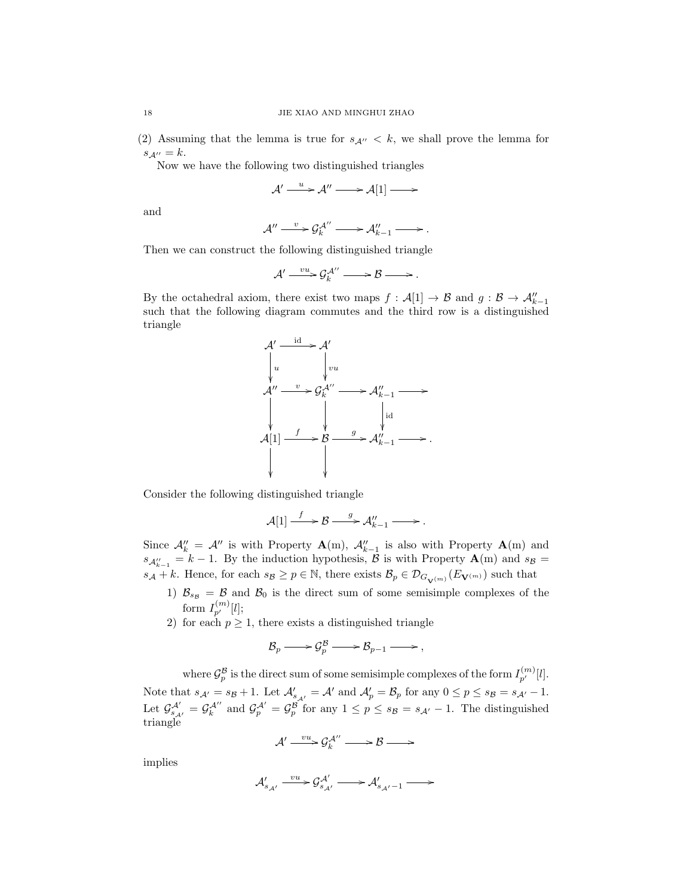(2) Assuming that the lemma is true for $s_{\mathcal{A}''} < k$, we shall prove the lemma for $s_{\mathcal{A}''} = k$.

Now we have the following two distinguished triangles

$$\mathcal{A}' \xrightarrow{u} \mathcal{A}'' \longrightarrow \mathcal{A}[1] \longrightarrow$$

and

$$\mathcal{A}'' \xrightarrow{v} \mathcal{G}_k^{\mathcal{A}''} \longrightarrow \mathcal{A}''_{k-1} \longrightarrow .$$

Then we can construct the following distinguished triangle

$$\mathcal{A}' \xrightarrow{vu} \mathcal{G}_k^{\mathcal{A}''} \longrightarrow \mathcal{B} \longrightarrow .$$

By the octahedral axiom, there exist two maps $f : \mathcal{A}[1] \to \mathcal{B}$ and $g : \mathcal{B} \to \mathcal{A}''_{k-1}$ such that the following diagram commutes and the third row is a distinguished triangle

$$\begin{array}{ccccc}
\mathcal{A}' & \xrightarrow{\mathrm{id}} & \mathcal{A}' & & \\
\downarrow{\scriptstyle u} & & \downarrow{\scriptstyle vu} & & \\
\mathcal{A}'' & \xrightarrow{v} & \mathcal{G}_k^{\mathcal{A}''} & \longrightarrow & \mathcal{A}''_{k-1} \longrightarrow \\
\downarrow & & \downarrow & & \downarrow{\scriptstyle \mathrm{id}} \\
\mathcal{A}[1] & \xrightarrow{f} & \mathcal{B} & \xrightarrow{g} & \mathcal{A}''_{k-1} \longrightarrow . \\
\downarrow & & \downarrow & &
\end{array}$$

Consider the following distinguished triangle

$$\mathcal{A}[1] \xrightarrow{f} \mathcal{B} \xrightarrow{g} \mathcal{A}''_{k-1} \longrightarrow .$$

Since $\mathcal{A}''_k = \mathcal{A}''$ is with Property $\mathbf{A}$(m), $\mathcal{A}''_{k-1}$ is also with Property $\mathbf{A}$(m) and $s_{\mathcal{A}''_{k-1}} = k-1$. By the induction hypothesis, $\mathcal{B}$ is with Property $\mathbf{A}$(m) and $s_{\mathcal{B}} = s_{\mathcal{A}} + k$. Hence, for each $s_{\mathcal{B}} \geq p \in \mathbb{N}$, there exists $\mathcal{B}_p \in \mathcal{D}_{G_{\mathbf{V}^{(m)}}}(E_{\mathbf{V}^{(m)}})$ such that

1) $\mathcal{B}_{s_{\mathcal{B}}} = \mathcal{B}$ and $\mathcal{B}_0$ is the direct sum of some semisimple complexes of the form $I_{p'}^{(m)}[l]$;
2) for each $p \geq 1$, there exists a distinguished triangle

$$\mathcal{B}_p \longrightarrow \mathcal{G}_p^{\mathcal{B}} \longrightarrow \mathcal{B}_{p-1} \longrightarrow ,$$

where $\mathcal{G}_p^{\mathcal{B}}$ is the direct sum of some semisimple complexes of the form $I_{p'}^{(m)}[l]$.

Note that $s_{\mathcal{A}'} = s_{\mathcal{B}} + 1$. Let $\mathcal{A}'_{s_{\mathcal{A}'}} = \mathcal{A}'$ and $\mathcal{A}'_p = \mathcal{B}_p$ for any $0 \leq p \leq s_{\mathcal{B}} = s_{\mathcal{A}'} - 1$. Let $\mathcal{G}_{s_{\mathcal{A}'}}^{\mathcal{A}'} = \mathcal{G}_k^{\mathcal{A}''}$ and $\mathcal{G}_p^{\mathcal{A}'} = \mathcal{G}_p^{\mathcal{B}}$ for any $1 \leq p \leq s_{\mathcal{B}} = s_{\mathcal{A}'} - 1$. The distinguished triangle

$$\mathcal{A}' \xrightarrow{vu} \mathcal{G}_k^{\mathcal{A}''} \longrightarrow \mathcal{B} \longrightarrow$$

implies

$$\mathcal{A}'_{s_{\mathcal{A}'}} \xrightarrow{vu} \mathcal{G}_{s_{\mathcal{A}'}}^{\mathcal{A}'} \longrightarrow \mathcal{A}'_{s_{\mathcal{A}'}-1} \longrightarrow$$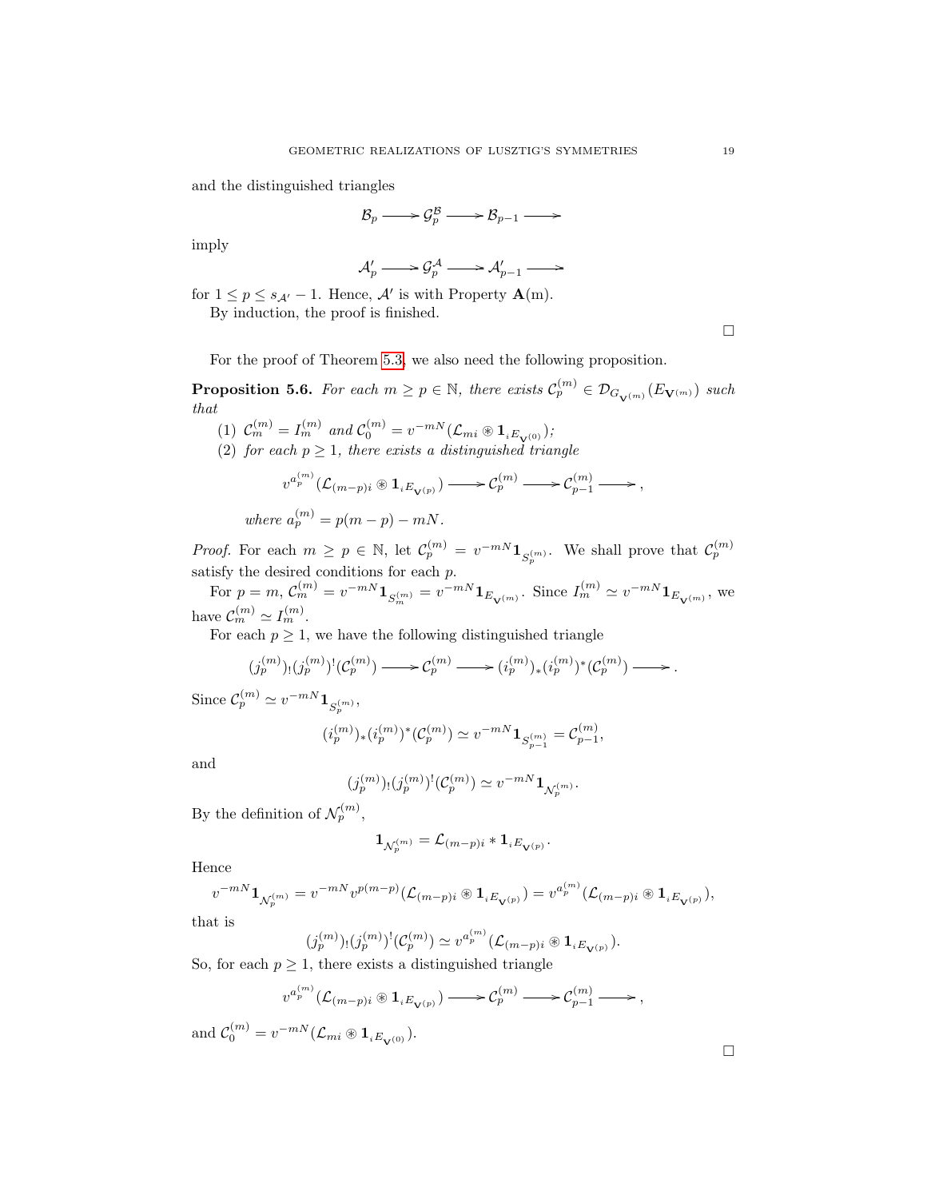and the distinguished triangles

$$\mathcal{B}_p \longrightarrow \mathcal{G}_p^{\mathcal{B}} \longrightarrow \mathcal{B}_{p-1} \longrightarrow$$

imply

$$\mathcal{A}'_p \longrightarrow \mathcal{G}_p^{\mathcal{A}} \longrightarrow \mathcal{A}'_{p-1} \longrightarrow$$

for $1 \leq p \leq s_{\mathcal{A}'} - 1$. Hence, $\mathcal{A}'$ is with Property $\mathbf{A}$(m).

By induction, the proof is finished.

□

For the proof of Theorem 5.3, we also need the following proposition.

**Proposition 5.6.** *For each $m \geq p \in \mathbb{N}$, there exists $\mathcal{C}_p^{(m)} \in \mathcal{D}_{G_{\mathbf{V}^{(m)}}}(E_{\mathbf{V}^{(m)}})$ such that*

(1) *$\mathcal{C}_m^{(m)} = I_m^{(m)}$ and $\mathcal{C}_0^{(m)} = v^{-mN}(\mathcal{L}_{mi} \circledast \mathbf{1}_{{}_iE_{\mathbf{V}^{(0)}}})$;*

(2) *for each $p \geq 1$, there exists a distinguished triangle*

$$v^{a_p^{(m)}}(\mathcal{L}_{(m-p)i} \circledast \mathbf{1}_{{}_iE_{\mathbf{V}^{(p)}}}) \longrightarrow \mathcal{C}_p^{(m)} \longrightarrow \mathcal{C}_{p-1}^{(m)} \longrightarrow,$$

*where $a_p^{(m)} = p(m-p) - mN$.*

*Proof.* For each $m \geq p \in \mathbb{N}$, let $\mathcal{C}_p^{(m)} = v^{-mN}\mathbf{1}_{S_p^{(m)}}$. We shall prove that $\mathcal{C}_p^{(m)}$ satisfy the desired conditions for each $p$.

For $p = m$, $\mathcal{C}_m^{(m)} = v^{-mN}\mathbf{1}_{S_m^{(m)}} = v^{-mN}\mathbf{1}_{E_{\mathbf{V}^{(m)}}}$. Since $I_m^{(m)} \simeq v^{-mN}\mathbf{1}_{E_{\mathbf{V}^{(m)}}}$, we have $\mathcal{C}_m^{(m)} \simeq I_m^{(m)}$.

For each $p \geq 1$, we have the following distinguished triangle

$$(j_p^{(m)})_!(j_p^{(m)})^!(\mathcal{C}_p^{(m)}) \longrightarrow \mathcal{C}_p^{(m)} \longrightarrow (i_p^{(m)})_*(i_p^{(m)})^*(\mathcal{C}_p^{(m)}) \longrightarrow.$$

Since $\mathcal{C}_p^{(m)} \simeq v^{-mN}\mathbf{1}_{S_p^{(m)}}$,

$$(i_p^{(m)})_*(i_p^{(m)})^*(\mathcal{C}_p^{(m)}) \simeq v^{-mN}\mathbf{1}_{S_{p-1}^{(m)}} = \mathcal{C}_{p-1}^{(m)},$$

and

$$(j_p^{(m)})_!(j_p^{(m)})^!(\mathcal{C}_p^{(m)}) \simeq v^{-mN}\mathbf{1}_{\mathcal{N}_p^{(m)}}.$$

By the definition of $\mathcal{N}_p^{(m)}$,

$$\mathbf{1}_{\mathcal{N}_p^{(m)}} = \mathcal{L}_{(m-p)i} * \mathbf{1}_{{}_iE_{\mathbf{V}^{(p)}}}.$$

Hence

$$v^{-mN}\mathbf{1}_{\mathcal{N}_p^{(m)}} = v^{-mN}v^{p(m-p)}(\mathcal{L}_{(m-p)i} \circledast \mathbf{1}_{{}_iE_{\mathbf{V}^{(p)}}}) = v^{a_p^{(m)}}(\mathcal{L}_{(m-p)i} \circledast \mathbf{1}_{{}_iE_{\mathbf{V}^{(p)}}}),$$

that is

$$(j_p^{(m)})_!(j_p^{(m)})^!(\mathcal{C}_p^{(m)}) \simeq v^{a_p^{(m)}}(\mathcal{L}_{(m-p)i} \circledast \mathbf{1}_{{}_iE_{\mathbf{V}^{(p)}}}).$$

So, for each $p \geq 1$, there exists a distinguished triangle

$$v^{a_p^{(m)}}(\mathcal{L}_{(m-p)i} \circledast \mathbf{1}_{{}_iE_{\mathbf{V}^{(p)}}}) \longrightarrow \mathcal{C}_p^{(m)} \longrightarrow \mathcal{C}_{p-1}^{(m)} \longrightarrow,$$

and $\mathcal{C}_0^{(m)} = v^{-mN}(\mathcal{L}_{mi} \circledast \mathbf{1}_{{}_iE_{\mathbf{V}^{(0)}}})$.

□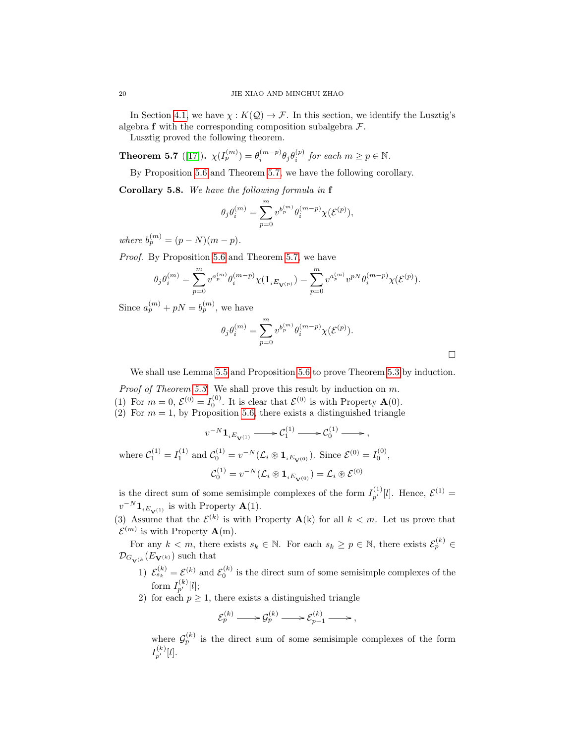In Section 4.1, we have $\chi : K(\mathcal{Q}) \to \mathcal{F}$. In this section, we identify the Lusztig's algebra $\mathbf{f}$ with the corresponding composition subalgebra $\mathcal{F}$.

Lusztig proved the following theorem.

**Theorem 5.7** ([17]). *$\chi(I_p^{(m)}) = \theta_i^{(m-p)}\theta_j\theta_i^{(p)}$ for each $m \geq p \in \mathbb{N}$.*

By Proposition 5.6 and Theorem 5.7, we have the following corollary.

**Corollary 5.8.** *We have the following formula in $\mathbf{f}$*

$$\theta_j\theta_i^{(m)} = \sum_{p=0}^{m} v^{b_p^{(m)}}\theta_i^{(m-p)}\chi(\mathcal{E}^{(p)}),$$

*where $b_p^{(m)} = (p - N)(m - p)$.*

*Proof.* By Proposition 5.6 and Theorem 5.7, we have

$$\theta_j\theta_i^{(m)} = \sum_{p=0}^{m} v^{a_p^{(m)}}\theta_i^{(m-p)}\chi(\mathbf{1}_{{}_iE_{\mathbf{V}^{(p)}}}) = \sum_{p=0}^{m} v^{a_p^{(m)}}v^{pN}\theta_i^{(m-p)}\chi(\mathcal{E}^{(p)}).$$

Since $a_p^{(m)} + pN = b_p^{(m)}$, we have

$$\theta_j\theta_i^{(m)} = \sum_{p=0}^{m} v^{b_p^{(m)}}\theta_i^{(m-p)}\chi(\mathcal{E}^{(p)}).$$

□

We shall use Lemma 5.5 and Proposition 5.6 to prove Theorem 5.3 by induction.

*Proof of Theorem 5.3.* We shall prove this result by induction on $m$.

(1) For $m = 0$, $\mathcal{E}^{(0)} = I_0^{(0)}$. It is clear that $\mathcal{E}^{(0)}$ is with Property $\mathbf{A}(0)$.

(2) For $m = 1$, by Proposition 5.6, there exists a distinguished triangle

$$v^{-N}\mathbf{1}_{{}_iE_{\mathbf{V}^{(1)}}} \longrightarrow \mathcal{C}_1^{(1)} \longrightarrow \mathcal{C}_0^{(1)} \longrightarrow,$$

where $\mathcal{C}_1^{(1)} = I_1^{(1)}$ and $\mathcal{C}_0^{(1)} = v^{-N}(\mathcal{L}_i \circledast \mathbf{1}_{{}_iE_{\mathbf{V}^{(0)}}})$. Since $\mathcal{E}^{(0)} = I_0^{(0)}$,

$$\mathcal{C}_0^{(1)} = v^{-N}(\mathcal{L}_i \circledast \mathbf{1}_{{}_iE_{\mathbf{V}^{(0)}}}) = \mathcal{L}_i \circledast \mathcal{E}^{(0)}$$

is the direct sum of some semisimple complexes of the form $I_{p'}^{(1)}[l]$. Hence, $\mathcal{E}^{(1)} = v^{-N}\mathbf{1}_{{}_iE_{\mathbf{V}^{(1)}}}$ is with Property $\mathbf{A}(1)$.

(3) Assume that the $\mathcal{E}^{(k)}$ is with Property $\mathbf{A}$(k) for all $k < m$. Let us prove that $\mathcal{E}^{(m)}$ is with Property $\mathbf{A}$(m).

For any $k < m$, there exists $s_k \in \mathbb{N}$. For each $s_k \geq p \in \mathbb{N}$, there exists $\mathcal{E}_p^{(k)} \in \mathcal{D}_{G_{\mathbf{V}^{(k)}}}(E_{\mathbf{V}^{(k)}})$ such that

1) $\mathcal{E}_{s_k}^{(k)} = \mathcal{E}^{(k)}$ and $\mathcal{E}_0^{(k)}$ is the direct sum of some semisimple complexes of the form $I_{p'}^{(k)}[l]$;

2) for each $p \geq 1$, there exists a distinguished triangle

$$\mathcal{E}_p^{(k)} \longrightarrow \mathcal{G}_p^{(k)} \longrightarrow \mathcal{E}_{p-1}^{(k)} \longrightarrow,$$

where $\mathcal{G}_p^{(k)}$ is the direct sum of some semisimple complexes of the form $I_{p'}^{(k)}[l]$.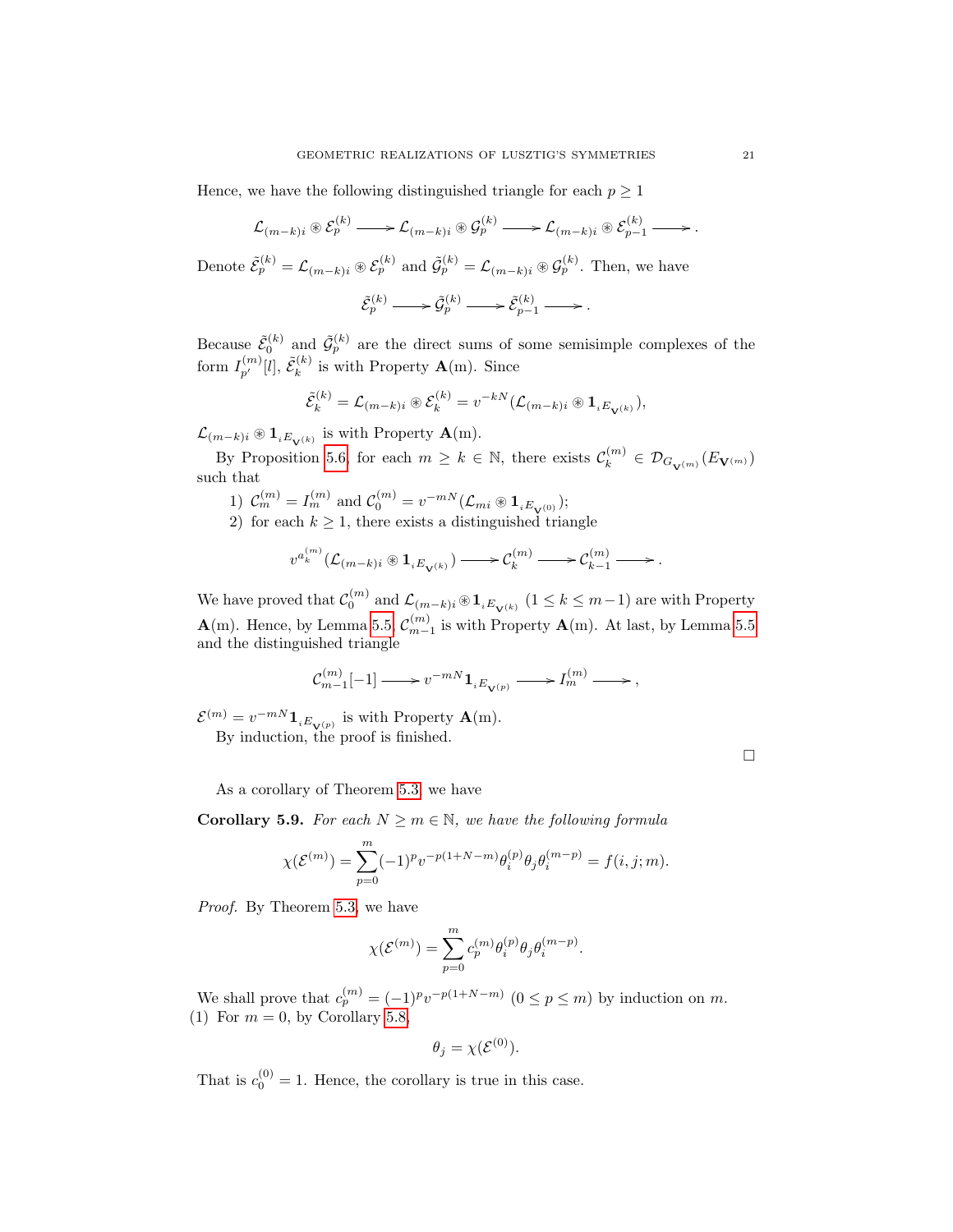Hence, we have the following distinguished triangle for each $p \geq 1$

$$\mathcal{L}_{(m-k)i} \circledast \mathcal{E}_p^{(k)} \longrightarrow \mathcal{L}_{(m-k)i} \circledast \mathcal{G}_p^{(k)} \longrightarrow \mathcal{L}_{(m-k)i} \circledast \mathcal{E}_{p-1}^{(k)} \longrightarrow .$$

Denote $\tilde{\mathcal{E}}_p^{(k)} = \mathcal{L}_{(m-k)i} \circledast \mathcal{E}_p^{(k)}$ and $\tilde{\mathcal{G}}_p^{(k)} = \mathcal{L}_{(m-k)i} \circledast \mathcal{G}_p^{(k)}$. Then, we have

$$\tilde{\mathcal{E}}_p^{(k)} \longrightarrow \tilde{\mathcal{G}}_p^{(k)} \longrightarrow \tilde{\mathcal{E}}_{p-1}^{(k)} \longrightarrow .$$

Because $\tilde{\mathcal{E}}_0^{(k)}$ and $\tilde{\mathcal{G}}_p^{(k)}$ are the direct sums of some semisimple complexes of the form $I_{p'}^{(m)}[l]$, $\tilde{\mathcal{E}}_k^{(k)}$ is with Property $\mathbf{A}(\mathrm{m})$. Since

$$\tilde{\mathcal{E}}_k^{(k)} = \mathcal{L}_{(m-k)i} \circledast \mathcal{E}_k^{(k)} = v^{-kN}(\mathcal{L}_{(m-k)i} \circledast \mathbf{1}_{{}_iE_{\mathbf{V}^{(k)}}}),$$

$\mathcal{L}_{(m-k)i} \circledast \mathbf{1}_{{}_iE_{\mathbf{V}^{(k)}}}$ is with Property $\mathbf{A}(\mathrm{m})$.

By Proposition 5.6, for each $m \geq k \in \mathbb{N}$, there exists $\mathcal{C}_k^{(m)} \in \mathcal{D}_{G_{\mathbf{V}^{(m)}}}(E_{\mathbf{V}^{(m)}})$ such that

1) $\mathcal{C}_m^{(m)} = I_m^{(m)}$ and $\mathcal{C}_0^{(m)} = v^{-mN}(\mathcal{L}_{mi} \circledast \mathbf{1}_{{}_iE_{\mathbf{V}^{(0)}}})$;
2) for each $k \geq 1$, there exists a distinguished triangle

$$v^{a_k^{(m)}}(\mathcal{L}_{(m-k)i} \circledast \mathbf{1}_{{}_iE_{\mathbf{V}^{(k)}}}) \longrightarrow \mathcal{C}_k^{(m)} \longrightarrow \mathcal{C}_{k-1}^{(m)} \longrightarrow .$$

We have proved that $\mathcal{C}_0^{(m)}$ and $\mathcal{L}_{(m-k)i} \circledast \mathbf{1}_{{}_iE_{\mathbf{V}^{(k)}}}$ $(1 \leq k \leq m-1)$ are with Property $\mathbf{A}(\mathrm{m})$. Hence, by Lemma 5.5, $\mathcal{C}_{m-1}^{(m)}$ is with Property $\mathbf{A}(\mathrm{m})$. At last, by Lemma 5.5 and the distinguished triangle

$$\mathcal{C}_{m-1}^{(m)}[-1] \longrightarrow v^{-mN}\mathbf{1}_{{}_iE_{\mathbf{V}^{(p)}}} \longrightarrow I_m^{(m)} \longrightarrow ,$$

$\mathcal{E}^{(m)} = v^{-mN}\mathbf{1}_{{}_iE_{\mathbf{V}^{(p)}}}$ is with Property $\mathbf{A}(\mathrm{m})$.

By induction, the proof is finished. □

As a corollary of Theorem 5.3, we have

**Corollary 5.9.** *For each $N \geq m \in \mathbb{N}$, we have the following formula*

$$\chi(\mathcal{E}^{(m)}) = \sum_{p=0}^{m} (-1)^p v^{-p(1+N-m)} \theta_i^{(p)} \theta_j \theta_i^{(m-p)} = f(i,j;m).$$

*Proof.* By Theorem 5.3, we have

$$\chi(\mathcal{E}^{(m)}) = \sum_{p=0}^{m} c_p^{(m)} \theta_i^{(p)} \theta_j \theta_i^{(m-p)}.$$

We shall prove that $c_p^{(m)} = (-1)^p v^{-p(1+N-m)}$ $(0 \leq p \leq m)$ by induction on $m$.

(1) For $m = 0$, by Corollary 5.8,

$$\theta_j = \chi(\mathcal{E}^{(0)}).$$

That is $c_0^{(0)} = 1$. Hence, the corollary is true in this case.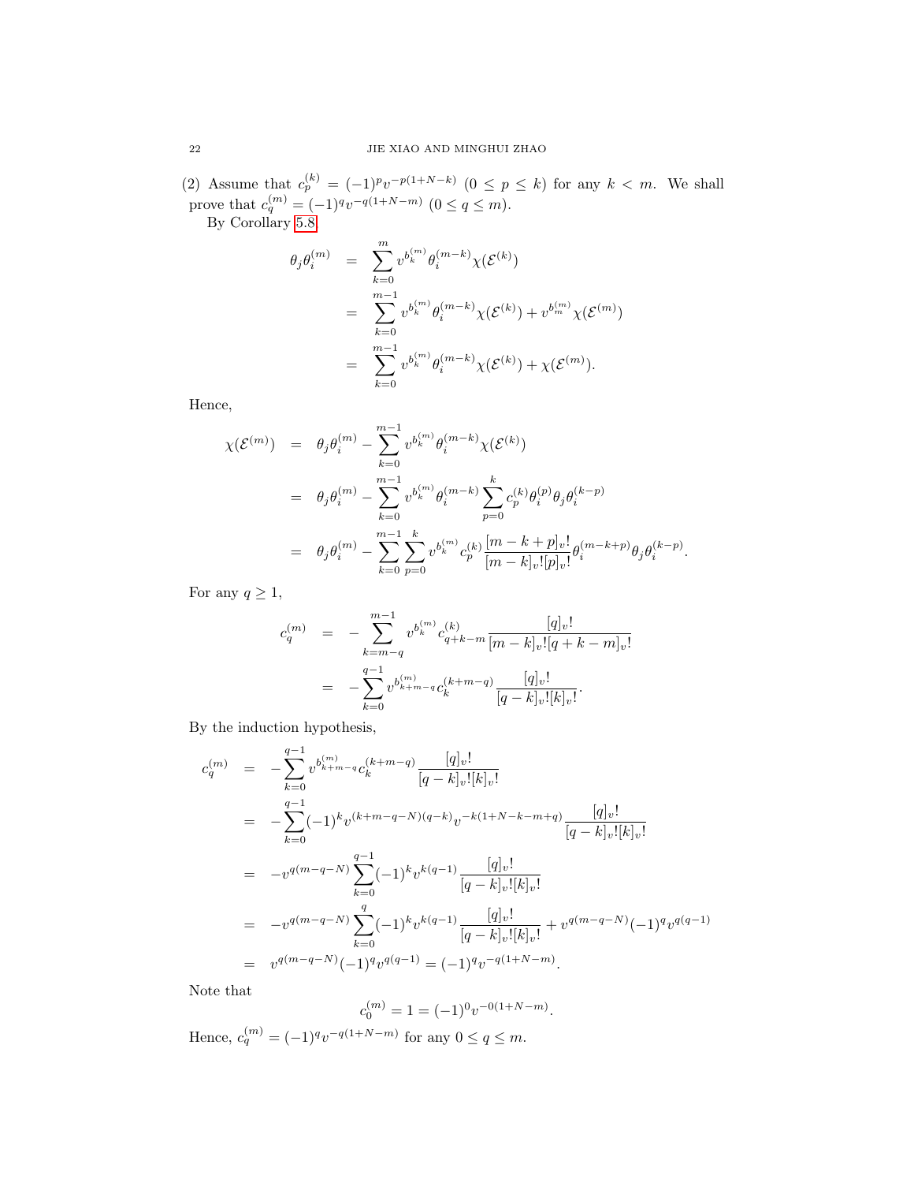(2) Assume that $c_p^{(k)} = (-1)^p v^{-p(1+N-k)}$ $(0 \leq p \leq k)$ for any $k < m$. We shall prove that $c_q^{(m)} = (-1)^q v^{-q(1+N-m)}$ $(0 \leq q \leq m)$.

By Corollary 5.8,

$$
\begin{aligned}
\theta_j \theta_i^{(m)} &= \sum_{k=0}^{m} v^{b_k^{(m)}} \theta_i^{(m-k)} \chi(\mathcal{E}^{(k)}) \\
&= \sum_{k=0}^{m-1} v^{b_k^{(m)}} \theta_i^{(m-k)} \chi(\mathcal{E}^{(k)}) + v^{b_m^{(m)}} \chi(\mathcal{E}^{(m)}) \\
&= \sum_{k=0}^{m-1} v^{b_k^{(m)}} \theta_i^{(m-k)} \chi(\mathcal{E}^{(k)}) + \chi(\mathcal{E}^{(m)}).
\end{aligned}
$$

Hence,

$$
\begin{aligned}
\chi(\mathcal{E}^{(m)}) &= \theta_j \theta_i^{(m)} - \sum_{k=0}^{m-1} v^{b_k^{(m)}} \theta_i^{(m-k)} \chi(\mathcal{E}^{(k)}) \\
&= \theta_j \theta_i^{(m)} - \sum_{k=0}^{m-1} v^{b_k^{(m)}} \theta_i^{(m-k)} \sum_{p=0}^{k} c_p^{(k)} \theta_i^{(p)} \theta_j \theta_i^{(k-p)} \\
&= \theta_j \theta_i^{(m)} - \sum_{k=0}^{m-1} \sum_{p=0}^{k} v^{b_k^{(m)}} c_p^{(k)} \frac{[m-k+p]_v!}{[m-k]_v! [p]_v!} \theta_i^{(m-k+p)} \theta_j \theta_i^{(k-p)}.
\end{aligned}
$$

For any $q \geq 1$,

$$
\begin{aligned}
c_q^{(m)} &= -\sum_{k=m-q}^{m-1} v^{b_k^{(m)}} c_{q+k-m}^{(k)} \frac{[q]_v!}{[m-k]_v! [q+k-m]_v!} \\
&= -\sum_{k=0}^{q-1} v^{b_{k+m-q}^{(m)}} c_k^{(k+m-q)} \frac{[q]_v!}{[q-k]_v! [k]_v!}.
\end{aligned}
$$

By the induction hypothesis,

$$
\begin{aligned}
c_q^{(m)} &= -\sum_{k=0}^{q-1} v^{b_{k+m-q}^{(m)}} c_k^{(k+m-q)} \frac{[q]_v!}{[q-k]_v! [k]_v!} \\
&= -\sum_{k=0}^{q-1} (-1)^k v^{(k+m-q-N)(q-k)} v^{-k(1+N-k-m+q)} \frac{[q]_v!}{[q-k]_v! [k]_v!} \\
&= -v^{q(m-q-N)} \sum_{k=0}^{q-1} (-1)^k v^{k(q-1)} \frac{[q]_v!}{[q-k]_v! [k]_v!} \\
&= -v^{q(m-q-N)} \sum_{k=0}^{q} (-1)^k v^{k(q-1)} \frac{[q]_v!}{[q-k]_v! [k]_v!} + v^{q(m-q-N)} (-1)^q v^{q(q-1)} \\
&= v^{q(m-q-N)} (-1)^q v^{q(q-1)} = (-1)^q v^{-q(1+N-m)}.
\end{aligned}
$$

Note that

$$
c_0^{(m)} = 1 = (-1)^0 v^{-0(1+N-m)}.
$$

Hence, $c_q^{(m)} = (-1)^q v^{-q(1+N-m)}$ for any $0 \leq q \leq m$.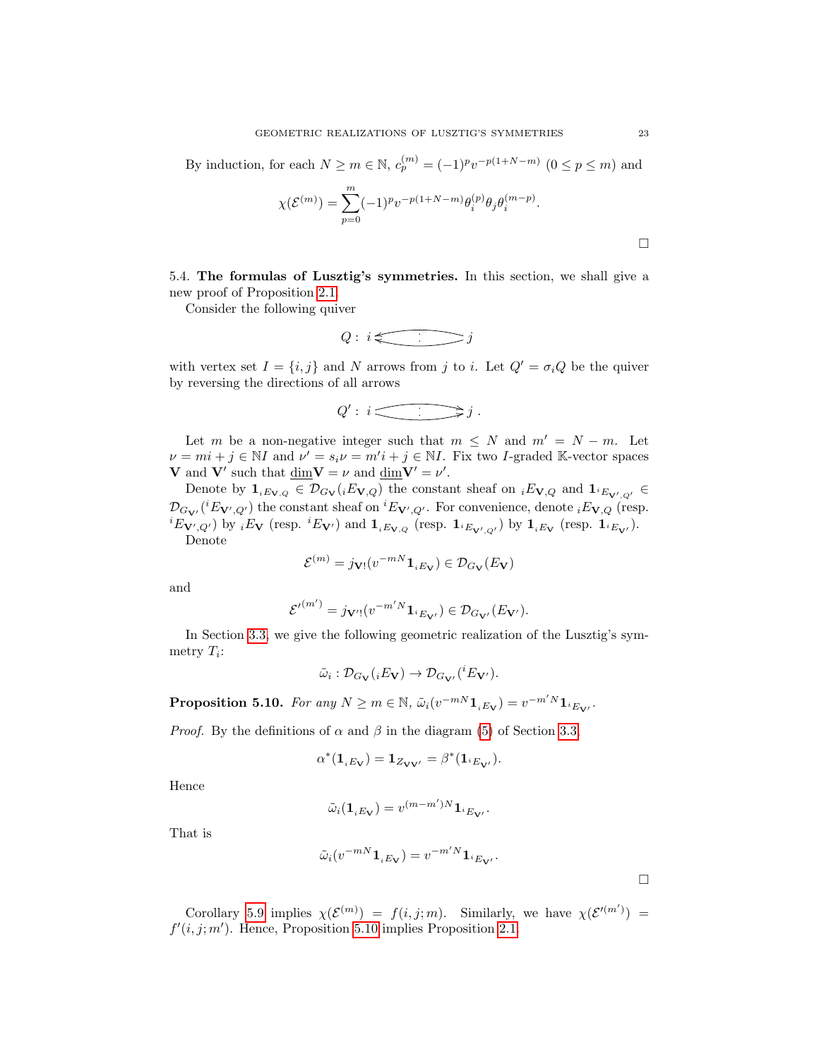By induction, for each $N \geq m \in \mathbb{N}$, $c_p^{(m)} = (-1)^p v^{-p(1+N-m)}$ $(0 \leq p \leq m)$ and

$$\chi(\mathcal{E}^{(m)}) = \sum_{p=0}^{m} (-1)^p v^{-p(1+N-m)} \theta_i^{(p)} \theta_j \theta_i^{(m-p)}.$$

□

5.4. **The formulas of Lusztig's symmetries.** In this section, we shall give a new proof of Proposition 2.1.

Consider the following quiver

$$Q: \; i \leftleftarrows \vdots \; j$$

with vertex set $I = \{i, j\}$ and $N$ arrows from $j$ to $i$. Let $Q' = \sigma_i Q$ be the quiver by reversing the directions of all arrows

$$Q': \; i \rightrightarrows \vdots \; j\,.$$

Let $m$ be a non-negative integer such that $m \leq N$ and $m' = N - m$. Let $\nu = mi + j \in \mathbb{N}I$ and $\nu' = s_i \nu = m'i + j \in \mathbb{N}I$. Fix two $I$-graded $\mathbb{K}$-vector spaces $\mathbf{V}$ and $\mathbf{V}'$ such that $\underline{\dim}\mathbf{V} = \nu$ and $\underline{\dim}\mathbf{V}' = \nu'$.

Denote by $\mathbf{1}_{{}_iE_{\mathbf{V},Q}} \in \mathcal{D}_{G_{\mathbf{V}}}({}_iE_{\mathbf{V},Q})$ the constant sheaf on ${}_iE_{\mathbf{V},Q}$ and $\mathbf{1}_{{}^iE_{\mathbf{V}',Q'}} \in \mathcal{D}_{G_{\mathbf{V}'}}({}^iE_{\mathbf{V}',Q'})$ the constant sheaf on ${}^iE_{\mathbf{V}',Q'}$. For convenience, denote ${}_iE_{\mathbf{V},Q}$ (resp. ${}^iE_{\mathbf{V}',Q'}$) by ${}_iE_{\mathbf{V}}$ (resp. ${}^iE_{\mathbf{V}'}$) and $\mathbf{1}_{{}_iE_{\mathbf{V},Q}}$ (resp. $\mathbf{1}_{{}^iE_{\mathbf{V}',Q'}}$) by $\mathbf{1}_{{}_iE_{\mathbf{V}}}$ (resp. $\mathbf{1}_{{}^iE_{\mathbf{V}'}}$).

Denote

$$\mathcal{E}^{(m)} = j_{\mathbf{V}!}(v^{-mN}\mathbf{1}_{{}_iE_{\mathbf{V}}}) \in \mathcal{D}_{G_{\mathbf{V}}}(E_{\mathbf{V}})$$

and

$$\mathcal{E}'^{(m')} = j_{\mathbf{V}'!}(v^{-m'N}\mathbf{1}_{{}^iE_{\mathbf{V}'}}) \in \mathcal{D}_{G_{\mathbf{V}'}}(E_{\mathbf{V}'}).$$

In Section 3.3, we give the following geometric realization of the Lusztig's symmetry $T_i$:

$$\tilde{\omega}_i : \mathcal{D}_{G_{\mathbf{V}}}({}_iE_{\mathbf{V}}) \to \mathcal{D}_{G_{\mathbf{V}'}}({}^iE_{\mathbf{V}'}).$$

**Proposition 5.10.** *For any $N \geq m \in \mathbb{N}$, $\tilde{\omega}_i(v^{-mN}\mathbf{1}_{{}_iE_{\mathbf{V}}}) = v^{-m'N}\mathbf{1}_{{}^iE_{\mathbf{V}'}}$.*

*Proof.* By the definitions of $\alpha$ and $\beta$ in the diagram (5) of Section 3.3,

$$\alpha^*(\mathbf{1}_{{}_iE_{\mathbf{V}}}) = \mathbf{1}_{Z_{\mathbf{V}\mathbf{V}'}} = \beta^*(\mathbf{1}_{{}^iE_{\mathbf{V}'}}).$$

Hence

$$\tilde{\omega}_i(\mathbf{1}_{{}_iE_{\mathbf{V}}}) = v^{(m-m')N}\mathbf{1}_{{}^iE_{\mathbf{V}'}}.$$

That is

$$\tilde{\omega}_i(v^{-mN}\mathbf{1}_{{}_iE_{\mathbf{V}}}) = v^{-m'N}\mathbf{1}_{{}^iE_{\mathbf{V}'}}.$$

□

Corollary 5.9 implies $\chi(\mathcal{E}^{(m)}) = f(i,j;m)$. Similarly, we have $\chi(\mathcal{E}'^{(m')}) = f'(i,j;m')$. Hence, Proposition 5.10 implies Proposition 2.1.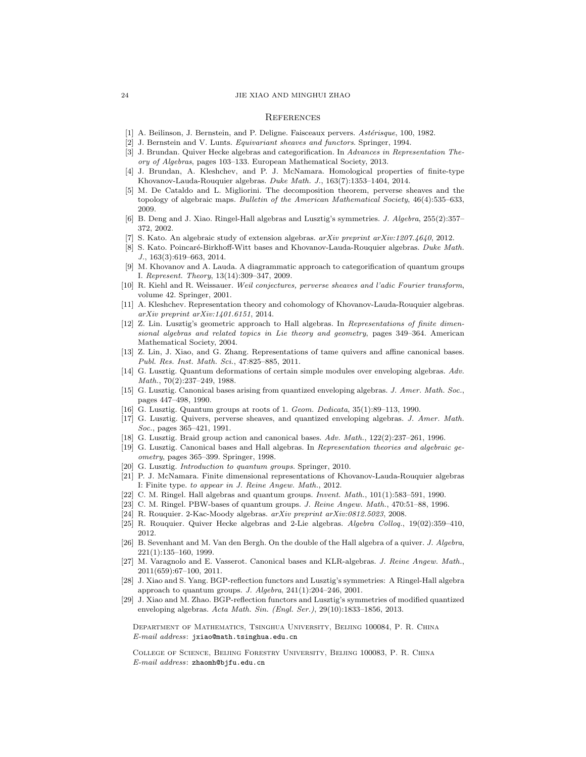## References

[1] A. Beilinson, J. Bernstein, and P. Deligne. Faisceaux pervers. *Astérisque*, 100, 1982.

[2] J. Bernstein and V. Lunts. *Equivariant sheaves and functors*. Springer, 1994.

[3] J. Brundan. Quiver Hecke algebras and categorification. In *Advances in Representation Theory of Algebras*, pages 103–133. European Mathematical Society, 2013.

[4] J. Brundan, A. Kleshchev, and P. J. McNamara. Homological properties of finite-type Khovanov-Lauda-Rouquier algebras. *Duke Math. J.*, 163(7):1353–1404, 2014.

[5] M. De Cataldo and L. Migliorini. The decomposition theorem, perverse sheaves and the topology of algebraic maps. *Bulletin of the American Mathematical Society*, 46(4):535–633, 2009.

[6] B. Deng and J. Xiao. Ringel-Hall algebras and Lusztig's symmetries. *J. Algebra*, 255(2):357–372, 2002.

[7] S. Kato. An algebraic study of extension algebras. *arXiv preprint arXiv:1207.4640*, 2012.

[8] S. Kato. Poincaré-Birkhoff-Witt bases and Khovanov-Lauda-Rouquier algebras. *Duke Math. J.*, 163(3):619–663, 2014.

[9] M. Khovanov and A. Lauda. A diagrammatic approach to categorification of quantum groups I. *Represent. Theory*, 13(14):309–347, 2009.

[10] R. Kiehl and R. Weissauer. *Weil conjectures, perverse sheaves and l'adic Fourier transform*, volume 42. Springer, 2001.

[11] A. Kleshchev. Representation theory and cohomology of Khovanov-Lauda-Rouquier algebras. *arXiv preprint arXiv:1401.6151*, 2014.

[12] Z. Lin. Lusztig's geometric approach to Hall algebras. In *Representations of finite dimensional algebras and related topics in Lie theory and geometry*, pages 349–364. American Mathematical Society, 2004.

[13] Z. Lin, J. Xiao, and G. Zhang. Representations of tame quivers and affine canonical bases. *Publ. Res. Inst. Math. Sci.*, 47:825–885, 2011.

[14] G. Lusztig. Quantum deformations of certain simple modules over enveloping algebras. *Adv. Math.*, 70(2):237–249, 1988.

[15] G. Lusztig. Canonical bases arising from quantized enveloping algebras. *J. Amer. Math. Soc.*, pages 447–498, 1990.

[16] G. Lusztig. Quantum groups at roots of 1. *Geom. Dedicata*, 35(1):89–113, 1990.

[17] G. Lusztig. Quivers, perverse sheaves, and quantized enveloping algebras. *J. Amer. Math. Soc.*, pages 365–421, 1991.

[18] G. Lusztig. Braid group action and canonical bases. *Adv. Math.*, 122(2):237–261, 1996.

[19] G. Lusztig. Canonical bases and Hall algebras. In *Representation theories and algebraic geometry*, pages 365–399. Springer, 1998.

[20] G. Lusztig. *Introduction to quantum groups*. Springer, 2010.

[21] P. J. McNamara. Finite dimensional representations of Khovanov-Lauda-Rouquier algebras I: Finite type. *to appear in J. Reine Angew. Math.*, 2012.

[22] C. M. Ringel. Hall algebras and quantum groups. *Invent. Math.*, 101(1):583–591, 1990.

[23] C. M. Ringel. PBW-bases of quantum groups. *J. Reine Angew. Math.*, 470:51–88, 1996.

[24] R. Rouquier. 2-Kac-Moody algebras. *arXiv preprint arXiv:0812.5023*, 2008.

[25] R. Rouquier. Quiver Hecke algebras and 2-Lie algebras. *Algebra Colloq.*, 19(02):359–410, 2012.

[26] B. Sevenhant and M. Van den Bergh. On the double of the Hall algebra of a quiver. *J. Algebra*, 221(1):135–160, 1999.

[27] M. Varagnolo and E. Vasserot. Canonical bases and KLR-algebras. *J. Reine Angew. Math.*, 2011(659):67–100, 2011.

[28] J. Xiao and S. Yang. BGP-reflection functors and Lusztig's symmetries: A Ringel-Hall algebra approach to quantum groups. *J. Algebra*, 241(1):204–246, 2001.

[29] J. Xiao and M. Zhao. BGP-reflection functors and Lusztig's symmetries of modified quantized enveloping algebras. *Acta Math. Sin. (Engl. Ser.)*, 29(10):1833–1856, 2013.

Department of Mathematics, Tsinghua University, Beijing 100084, P. R. China
*E-mail address*: jxiao@math.tsinghua.edu.cn

College of Science, Beijing Forestry University, Beijing 100083, P. R. China
*E-mail address*: zhaomh@bjfu.edu.cn